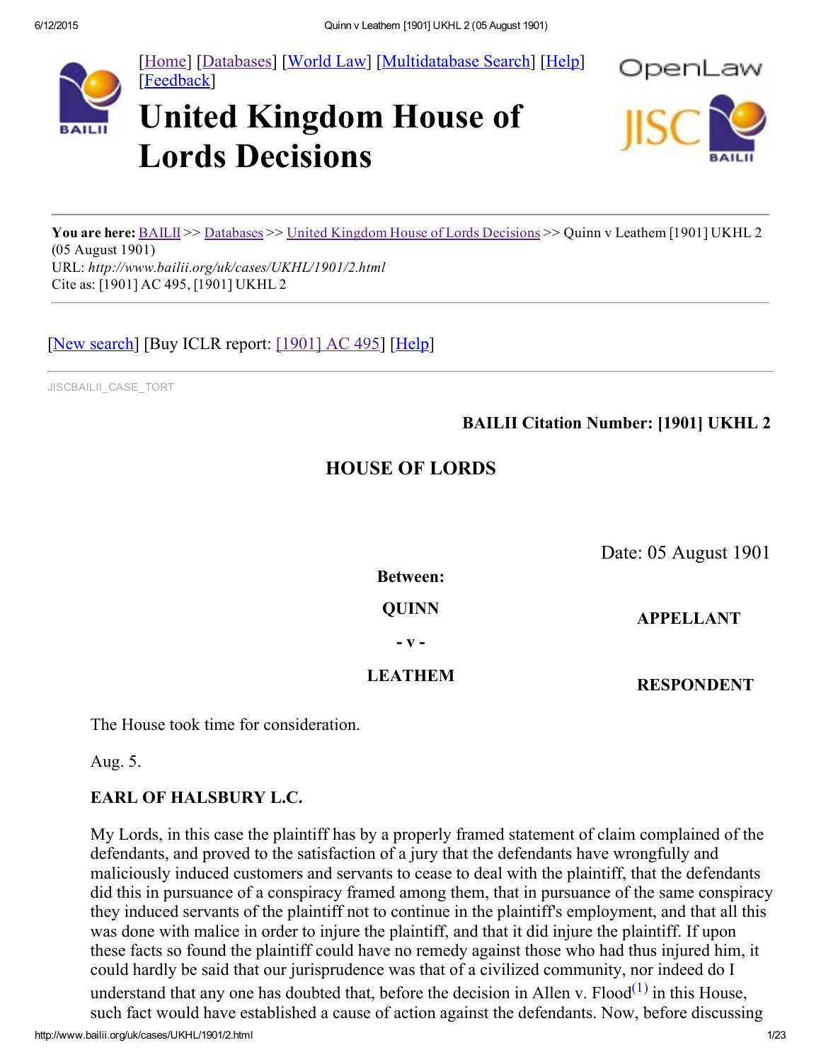[Home] [Databases] [World Law] [Multidatabase Search] [Help] [Feedback]

# United Kingdom House of Lords Decisions

**You are here:** BAILII >> Databases >> United Kingdom House of Lords Decisions >> Quinn v Leathem [1901] UKHL 2 (05 August 1901)
URL: *http://www.bailii.org/uk/cases/UKHL/1901/2.html*
Cite as: [1901] AC 495, [1901] UKHL 2

[New search] [Buy ICLR report: [1901] AC 495] [Help]

JISCBAILII_CASE_TORT

**BAILII Citation Number: [1901] UKHL 2**

## HOUSE OF LORDS

Date: 05 August 1901

**Between:**

**QUINN** — **APPELLANT**

**- v -**

**LEATHEM** — **RESPONDENT**

The House took time for consideration.

Aug. 5.

**EARL OF HALSBURY L.C.**

My Lords, in this case the plaintiff has by a properly framed statement of claim complained of the defendants, and proved to the satisfaction of a jury that the defendants have wrongfully and maliciously induced customers and servants to cease to deal with the plaintiff, that the defendants did this in pursuance of a conspiracy framed among them, that in pursuance of the same conspiracy they induced servants of the plaintiff not to continue in the plaintiff's employment, and that all this was done with malice in order to injure the plaintiff, and that it did injure the plaintiff. If upon these facts so found the plaintiff could have no remedy against those who had thus injured him, it could hardly be said that our jurisprudence was that of a civilized community, nor indeed do I understand that any one has doubted that, before the decision in Allen v. Flood[1] in this House, such fact would have established a cause of action against the defendants. Now, before discussing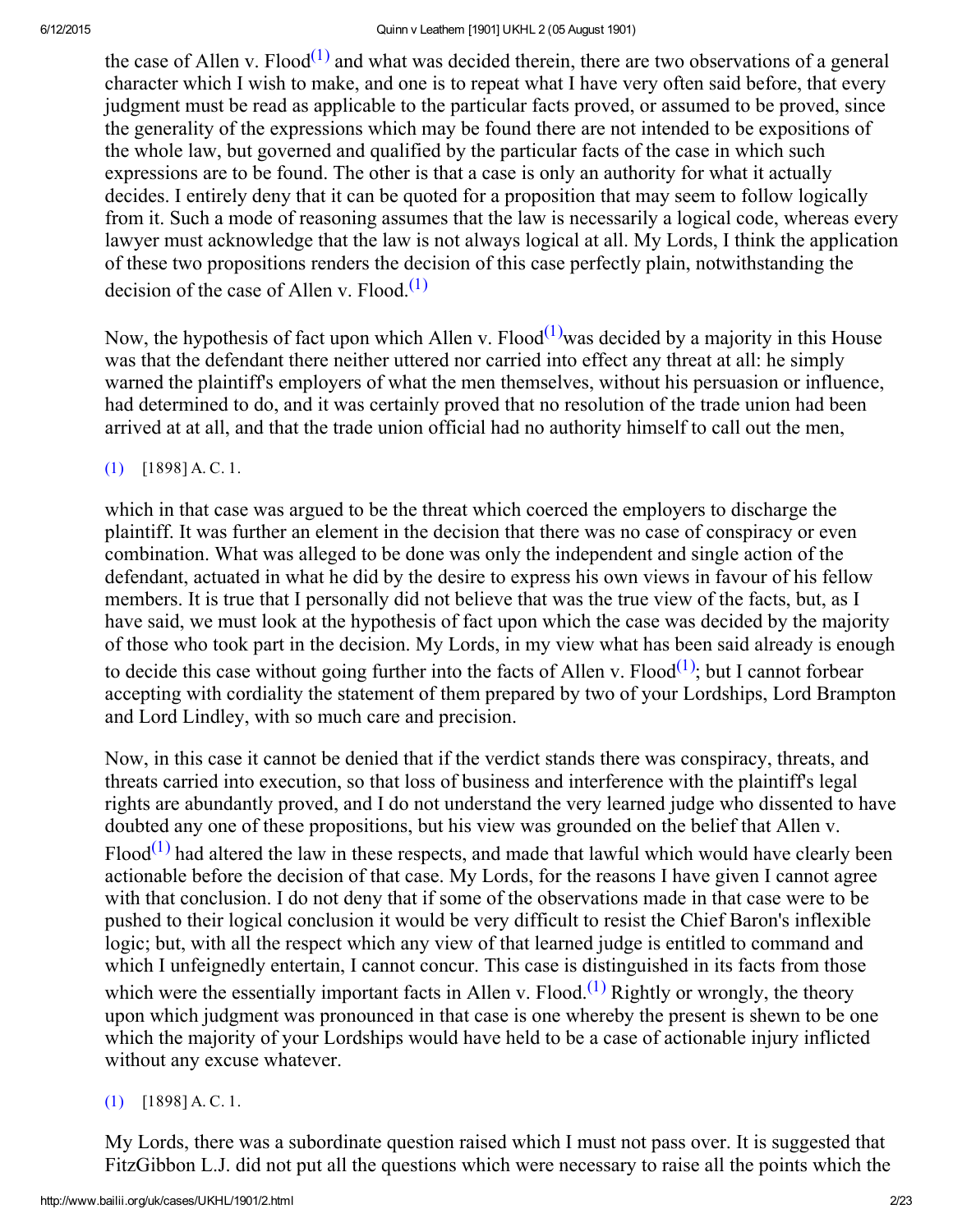the case of Allen v. Flood[(1)] and what was decided therein, there are two observations of a general character which I wish to make, and one is to repeat what I have very often said before, that every judgment must be read as applicable to the particular facts proved, or assumed to be proved, since the generality of the expressions which may be found there are not intended to be expositions of the whole law, but governed and qualified by the particular facts of the case in which such expressions are to be found. The other is that a case is only an authority for what it actually decides. I entirely deny that it can be quoted for a proposition that may seem to follow logically from it. Such a mode of reasoning assumes that the law is necessarily a logical code, whereas every lawyer must acknowledge that the law is not always logical at all. My Lords, I think the application of these two propositions renders the decision of this case perfectly plain, notwithstanding the decision of the case of Allen v. Flood.[(1)]

Now, the hypothesis of fact upon which Allen v. Flood[(1)]was decided by a majority in this House was that the defendant there neither uttered nor carried into effect any threat at all: he simply warned the plaintiff's employers of what the men themselves, without his persuasion or influence, had determined to do, and it was certainly proved that no resolution of the trade union had been arrived at at all, and that the trade union official had no authority himself to call out the men,

(1) [1898] A. C. 1.

which in that case was argued to be the threat which coerced the employers to discharge the plaintiff. It was further an element in the decision that there was no case of conspiracy or even combination. What was alleged to be done was only the independent and single action of the defendant, actuated in what he did by the desire to express his own views in favour of his fellow members. It is true that I personally did not believe that was the true view of the facts, but, as I have said, we must look at the hypothesis of fact upon which the case was decided by the majority of those who took part in the decision. My Lords, in my view what has been said already is enough to decide this case without going further into the facts of Allen v. Flood[(1)]; but I cannot forbear accepting with cordiality the statement of them prepared by two of your Lordships, Lord Brampton and Lord Lindley, with so much care and precision.

Now, in this case it cannot be denied that if the verdict stands there was conspiracy, threats, and threats carried into execution, so that loss of business and interference with the plaintiff's legal rights are abundantly proved, and I do not understand the very learned judge who dissented to have doubted any one of these propositions, but his view was grounded on the belief that Allen v. Flood[(1)] had altered the law in these respects, and made that lawful which would have clearly been actionable before the decision of that case. My Lords, for the reasons I have given I cannot agree with that conclusion. I do not deny that if some of the observations made in that case were to be pushed to their logical conclusion it would be very difficult to resist the Chief Baron's inflexible logic; but, with all the respect which any view of that learned judge is entitled to command and which I unfeignedly entertain, I cannot concur. This case is distinguished in its facts from those which were the essentially important facts in Allen v. Flood.[(1)] Rightly or wrongly, the theory upon which judgment was pronounced in that case is one whereby the present is shewn to be one which the majority of your Lordships would have held to be a case of actionable injury inflicted without any excuse whatever.

(1) [1898] A. C. 1.

My Lords, there was a subordinate question raised which I must not pass over. It is suggested that FitzGibbon L.J. did not put all the questions which were necessary to raise all the points which the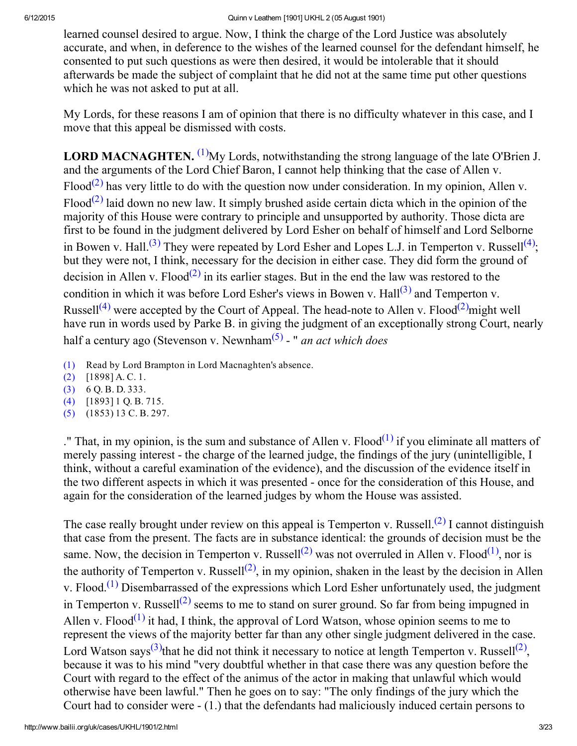learned counsel desired to argue. Now, I think the charge of the Lord Justice was absolutely accurate, and when, in deference to the wishes of the learned counsel for the defendant himself, he consented to put such questions as were then desired, it would be intolerable that it should afterwards be made the subject of complaint that he did not at the same time put other questions which he was not asked to put at all.

My Lords, for these reasons I am of opinion that there is no difficulty whatever in this case, and I move that this appeal be dismissed with costs.

**LORD MACNAGHTEN.** [(1)]My Lords, notwithstanding the strong language of the late O'Brien J. and the arguments of the Lord Chief Baron, I cannot help thinking that the case of Allen v. Flood[(2)] has very little to do with the question now under consideration. In my opinion, Allen v. Flood[(2)] laid down no new law. It simply brushed aside certain dicta which in the opinion of the majority of this House were contrary to principle and unsupported by authority. Those dicta are first to be found in the judgment delivered by Lord Esher on behalf of himself and Lord Selborne in Bowen v. Hall.[(3)] They were repeated by Lord Esher and Lopes L.J. in Temperton v. Russell[(4)]; but they were not, I think, necessary for the decision in either case. They did form the ground of decision in Allen v. Flood[(2)] in its earlier stages. But in the end the law was restored to the condition in which it was before Lord Esher's views in Bowen v. Hall[(3)] and Temperton v. Russell[(4)] were accepted by the Court of Appeal. The head-note to Allen v. Flood[(2)]might well have run in words used by Parke B. in giving the judgment of an exceptionally strong Court, nearly half a century ago (Stevenson v. Newnham[(5)] - " *an act which does*

(1) Read by Lord Brampton in Lord Macnaghten's absence.
(2) [1898] A. C. 1.
(3) 6 Q. B. D. 333.
(4) [1893] 1 Q. B. 715.
(5) (1853) 13 C. B. 297.

." That, in my opinion, is the sum and substance of Allen v. Flood[(1)] if you eliminate all matters of merely passing interest - the charge of the learned judge, the findings of the jury (unintelligible, I think, without a careful examination of the evidence), and the discussion of the evidence itself in the two different aspects in which it was presented - once for the consideration of this House, and again for the consideration of the learned judges by whom the House was assisted.

The case really brought under review on this appeal is Temperton v. Russell.[(2)] I cannot distinguish that case from the present. The facts are in substance identical: the grounds of decision must be the same. Now, the decision in Temperton v. Russell[(2)] was not overruled in Allen v. Flood[(1)], nor is the authority of Temperton v. Russell[(2)], in my opinion, shaken in the least by the decision in Allen v. Flood.[(1)] Disembarrassed of the expressions which Lord Esher unfortunately used, the judgment in Temperton v. Russell[(2)] seems to me to stand on surer ground. So far from being impugned in Allen v. Flood[(1)] it had, I think, the approval of Lord Watson, whose opinion seems to me to represent the views of the majority better far than any other single judgment delivered in the case. Lord Watson says[(3)]that he did not think it necessary to notice at length Temperton v. Russell[(2)], because it was to his mind "very doubtful whether in that case there was any question before the Court with regard to the effect of the animus of the actor in making that unlawful which would otherwise have been lawful." Then he goes on to say: "The only findings of the jury which the Court had to consider were - (1.) that the defendants had maliciously induced certain persons to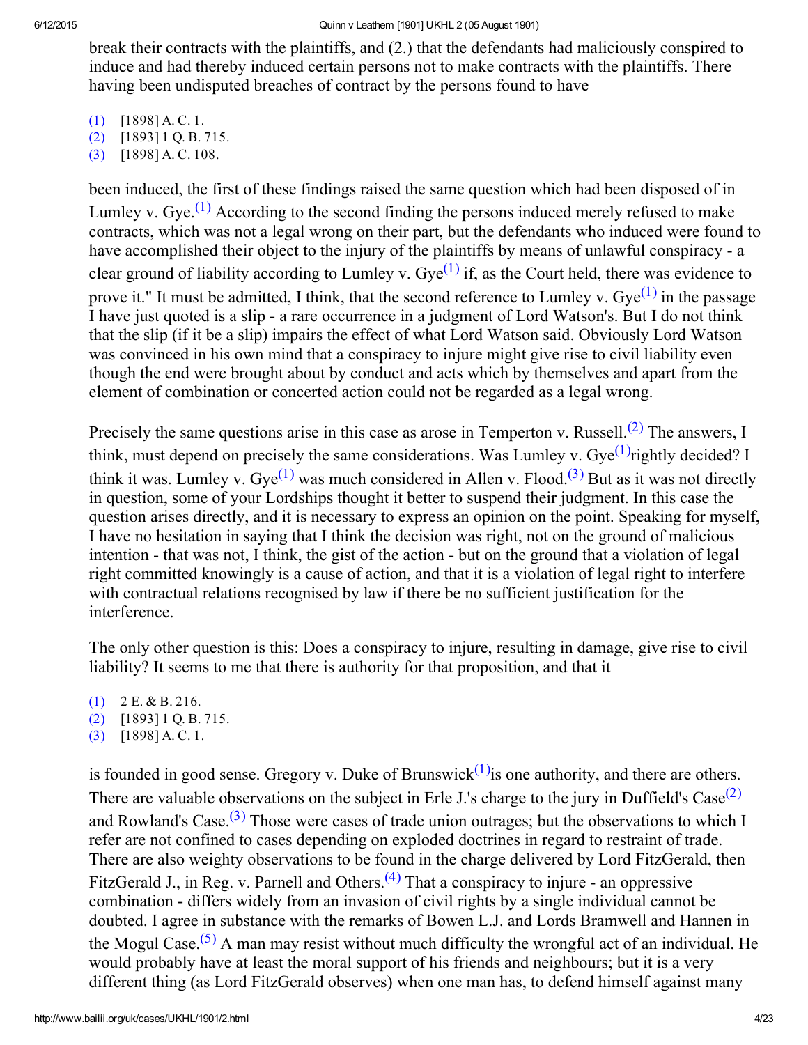break their contracts with the plaintiffs, and (2.) that the defendants had maliciously conspired to induce and had thereby induced certain persons not to make contracts with the plaintiffs. There having been undisputed breaches of contract by the persons found to have

(1) [1898] A. C. 1.
(2) [1893] 1 Q. B. 715.
(3) [1898] A. C. 108.

been induced, the first of these findings raised the same question which had been disposed of in Lumley v. Gye.[(1)] According to the second finding the persons induced merely refused to make contracts, which was not a legal wrong on their part, but the defendants who induced were found to have accomplished their object to the injury of the plaintiffs by means of unlawful conspiracy - a clear ground of liability according to Lumley v. Gye[(1)] if, as the Court held, there was evidence to prove it." It must be admitted, I think, that the second reference to Lumley v. Gye[(1)] in the passage I have just quoted is a slip - a rare occurrence in a judgment of Lord Watson's. But I do not think that the slip (if it be a slip) impairs the effect of what Lord Watson said. Obviously Lord Watson was convinced in his own mind that a conspiracy to injure might give rise to civil liability even though the end were brought about by conduct and acts which by themselves and apart from the element of combination or concerted action could not be regarded as a legal wrong.

Precisely the same questions arise in this case as arose in Temperton v. Russell.[(2)] The answers, I think, must depend on precisely the same considerations. Was Lumley v. Gye[(1)] rightly decided? I think it was. Lumley v. Gye[(1)] was much considered in Allen v. Flood.[(3)] But as it was not directly in question, some of your Lordships thought it better to suspend their judgment. In this case the question arises directly, and it is necessary to express an opinion on the point. Speaking for myself, I have no hesitation in saying that I think the decision was right, not on the ground of malicious intention - that was not, I think, the gist of the action - but on the ground that a violation of legal right committed knowingly is a cause of action, and that it is a violation of legal right to interfere with contractual relations recognised by law if there be no sufficient justification for the interference.

The only other question is this: Does a conspiracy to injure, resulting in damage, give rise to civil liability? It seems to me that there is authority for that proposition, and that it

(1) 2 E. & B. 216.
(2) [1893] 1 Q. B. 715.
(3) [1898] A. C. 1.

is founded in good sense. Gregory v. Duke of Brunswick[(1)] is one authority, and there are others. There are valuable observations on the subject in Erle J.'s charge to the jury in Duffield's Case[(2)] and Rowland's Case.[(3)] Those were cases of trade union outrages; but the observations to which I refer are not confined to cases depending on exploded doctrines in regard to restraint of trade. There are also weighty observations to be found in the charge delivered by Lord FitzGerald, then FitzGerald J., in Reg. v. Parnell and Others.[(4)] That a conspiracy to injure - an oppressive combination - differs widely from an invasion of civil rights by a single individual cannot be doubted. I agree in substance with the remarks of Bowen L.J. and Lords Bramwell and Hannen in the Mogul Case.[(5)] A man may resist without much difficulty the wrongful act of an individual. He would probably have at least the moral support of his friends and neighbours; but it is a very different thing (as Lord FitzGerald observes) when one man has, to defend himself against many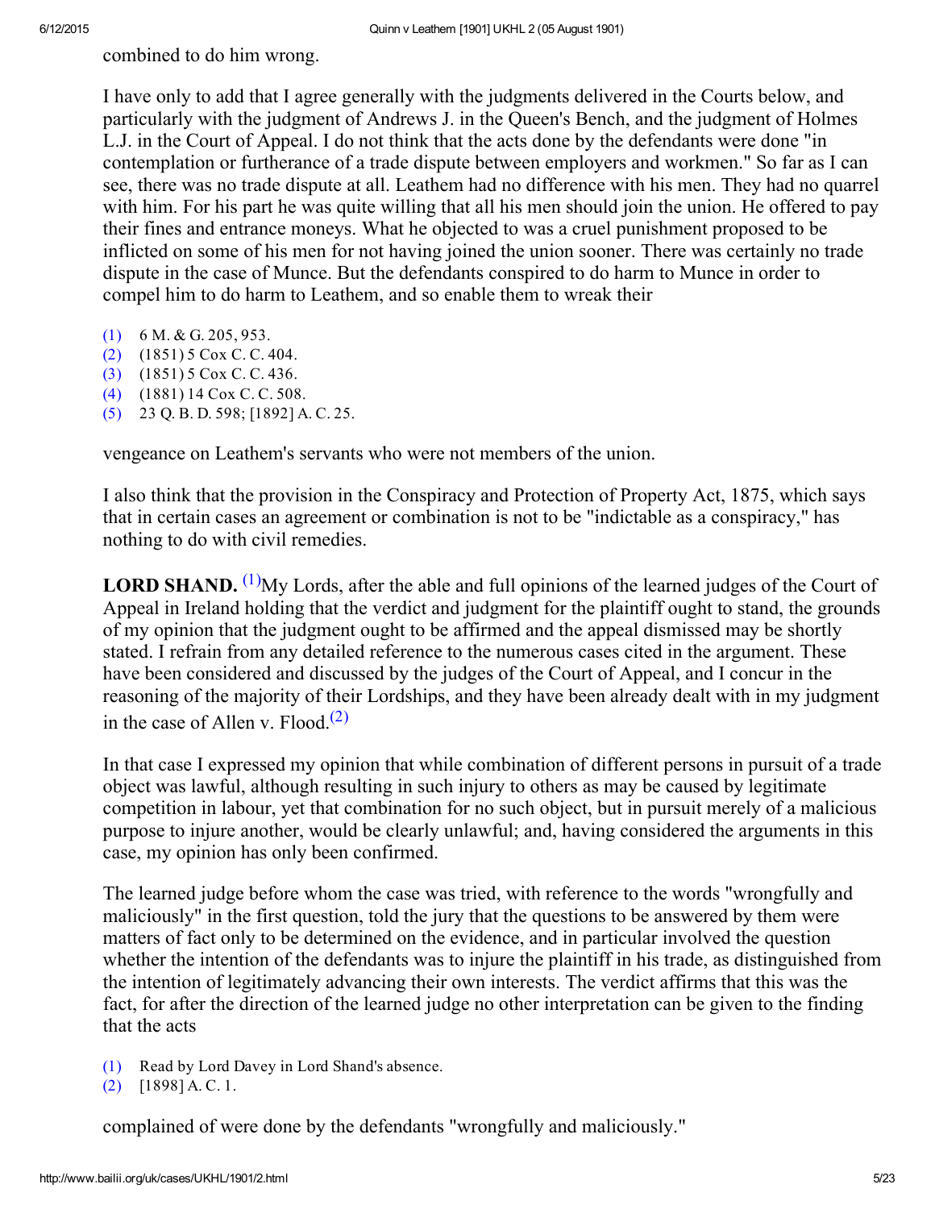combined to do him wrong.

I have only to add that I agree generally with the judgments delivered in the Courts below, and particularly with the judgment of Andrews J. in the Queen's Bench, and the judgment of Holmes L.J. in the Court of Appeal. I do not think that the acts done by the defendants were done "in contemplation or furtherance of a trade dispute between employers and workmen." So far as I can see, there was no trade dispute at all. Leathem had no difference with his men. They had no quarrel with him. For his part he was quite willing that all his men should join the union. He offered to pay their fines and entrance moneys. What he objected to was a cruel punishment proposed to be inflicted on some of his men for not having joined the union sooner. There was certainly no trade dispute in the case of Munce. But the defendants conspired to do harm to Munce in order to compel him to do harm to Leathem, and so enable them to wreak their vengeance on Leathem's servants who were not members of the union.

(1) 6 M. & G. 205, 953.
(2) (1851) 5 Cox C. C. 404.
(3) (1851) 5 Cox C. C. 436.
(4) (1881) 14 Cox C. C. 508.
(5) 23 Q. B. D. 598; [1892] A. C. 25.

I also think that the provision in the Conspiracy and Protection of Property Act, 1875, which says that in certain cases an agreement or combination is not to be "indictable as a conspiracy," has nothing to do with civil remedies.

**LORD SHAND.** [1]My Lords, after the able and full opinions of the learned judges of the Court of Appeal in Ireland holding that the verdict and judgment for the plaintiff ought to stand, the grounds of my opinion that the judgment ought to be affirmed and the appeal dismissed may be shortly stated. I refrain from any detailed reference to the numerous cases cited in the argument. These have been considered and discussed by the judges of the Court of Appeal, and I concur in the reasoning of the majority of their Lordships, and they have been already dealt with in my judgment in the case of Allen v. Flood.[2]

In that case I expressed my opinion that while combination of different persons in pursuit of a trade object was lawful, although resulting in such injury to others as may be caused by legitimate competition in labour, yet that combination for no such object, but in pursuit merely of a malicious purpose to injure another, would be clearly unlawful; and, having considered the arguments in this case, my opinion has only been confirmed.

The learned judge before whom the case was tried, with reference to the words "wrongfully and maliciously" in the first question, told the jury that the questions to be answered by them were matters of fact only to be determined on the evidence, and in particular involved the question whether the intention of the defendants was to injure the plaintiff in his trade, as distinguished from the intention of legitimately advancing their own interests. The verdict affirms that this was the fact, for after the direction of the learned judge no other interpretation can be given to the finding that the acts complained of were done by the defendants "wrongfully and maliciously."

(1) Read by Lord Davey in Lord Shand's absence.
(2) [1898] A. C. 1.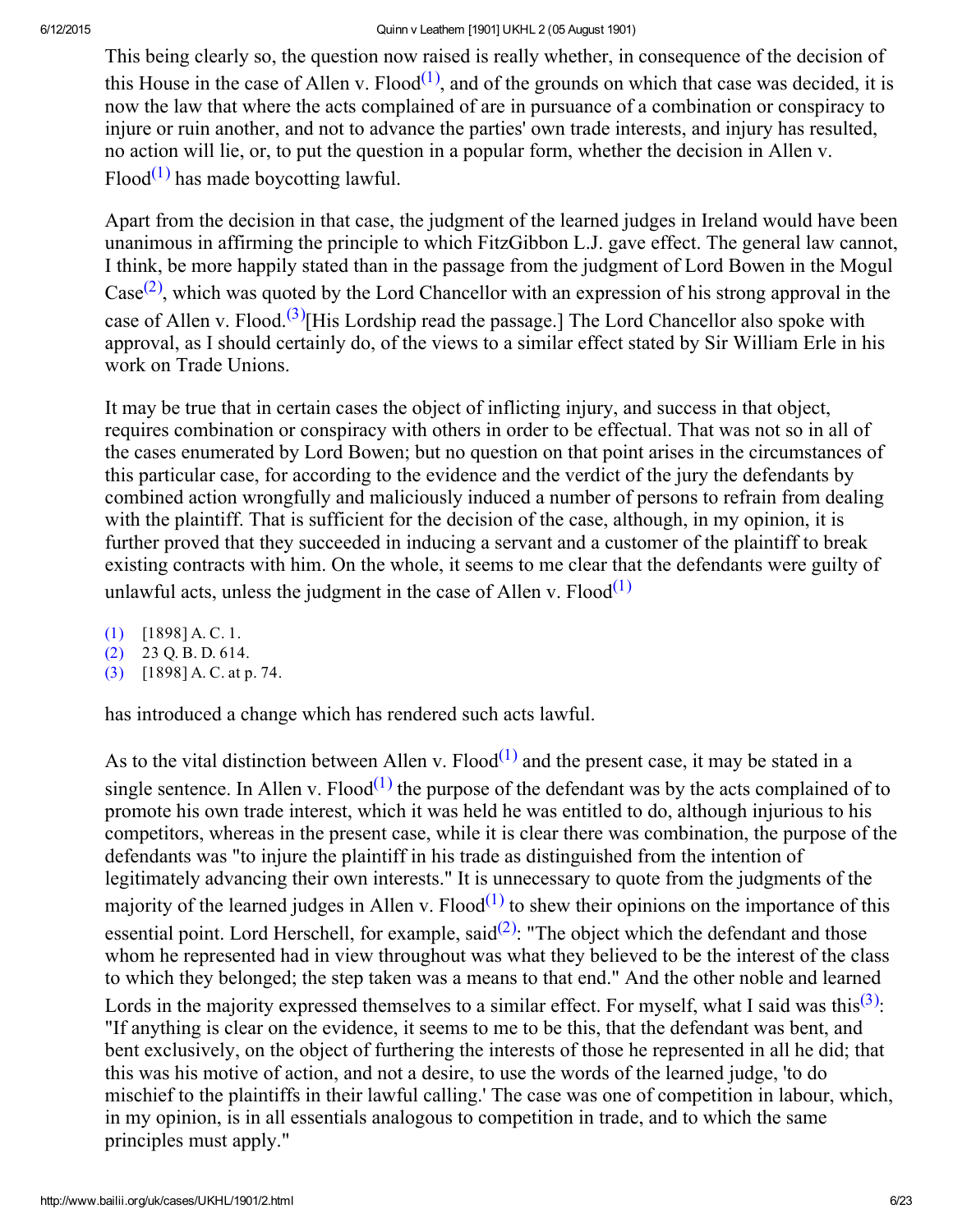This being clearly so, the question now raised is really whether, in consequence of the decision of this House in the case of Allen v. Flood[1], and of the grounds on which that case was decided, it is now the law that where the acts complained of are in pursuance of a combination or conspiracy to injure or ruin another, and not to advance the parties' own trade interests, and injury has resulted, no action will lie, or, to put the question in a popular form, whether the decision in Allen v. Flood[1] has made boycotting lawful.

Apart from the decision in that case, the judgment of the learned judges in Ireland would have been unanimous in affirming the principle to which FitzGibbon L.J. gave effect. The general law cannot, I think, be more happily stated than in the passage from the judgment of Lord Bowen in the Mogul Case[2], which was quoted by the Lord Chancellor with an expression of his strong approval in the case of Allen v. Flood.[3][His Lordship read the passage.] The Lord Chancellor also spoke with approval, as I should certainly do, of the views to a similar effect stated by Sir William Erle in his work on Trade Unions.

It may be true that in certain cases the object of inflicting injury, and success in that object, requires combination or conspiracy with others in order to be effectual. That was not so in all of the cases enumerated by Lord Bowen; but no question on that point arises in the circumstances of this particular case, for according to the evidence and the verdict of the jury the defendants by combined action wrongfully and maliciously induced a number of persons to refrain from dealing with the plaintiff. That is sufficient for the decision of the case, although, in my opinion, it is further proved that they succeeded in inducing a servant and a customer of the plaintiff to break existing contracts with him. On the whole, it seems to me clear that the defendants were guilty of unlawful acts, unless the judgment in the case of Allen v. Flood[1]

(1) [1898] A. C. 1.
(2) 23 Q. B. D. 614.
(3) [1898] A. C. at p. 74.

has introduced a change which has rendered such acts lawful.

As to the vital distinction between Allen v. Flood[1] and the present case, it may be stated in a single sentence. In Allen v. Flood[1] the purpose of the defendant was by the acts complained of to promote his own trade interest, which it was held he was entitled to do, although injurious to his competitors, whereas in the present case, while it is clear there was combination, the purpose of the defendants was "to injure the plaintiff in his trade as distinguished from the intention of legitimately advancing their own interests." It is unnecessary to quote from the judgments of the majority of the learned judges in Allen v. Flood[1] to shew their opinions on the importance of this essential point. Lord Herschell, for example, said[2]: "The object which the defendant and those whom he represented had in view throughout was what they believed to be the interest of the class to which they belonged; the step taken was a means to that end." And the other noble and learned Lords in the majority expressed themselves to a similar effect. For myself, what I said was this[3]: "If anything is clear on the evidence, it seems to me to be this, that the defendant was bent, and bent exclusively, on the object of furthering the interests of those he represented in all he did; that this was his motive of action, and not a desire, to use the words of the learned judge, 'to do mischief to the plaintiffs in their lawful calling.' The case was one of competition in labour, which, in my opinion, is in all essentials analogous to competition in trade, and to which the same principles must apply."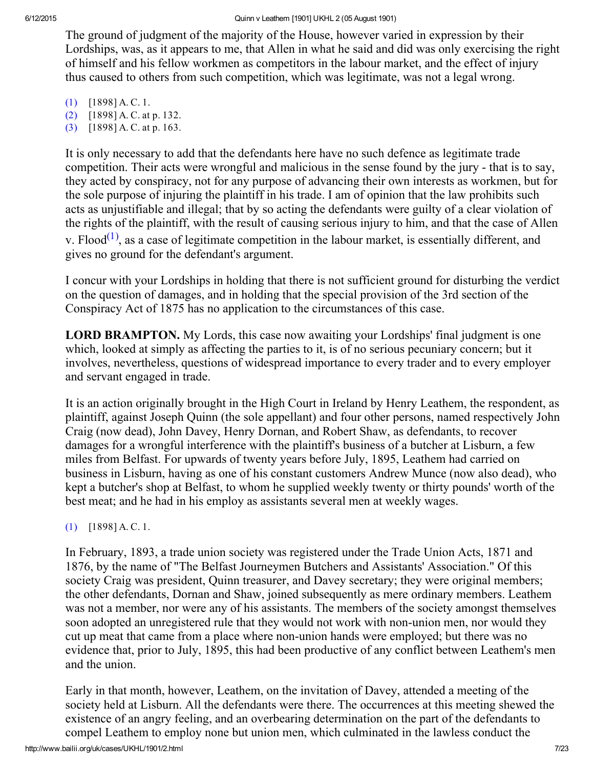The ground of judgment of the majority of the House, however varied in expression by their Lordships, was, as it appears to me, that Allen in what he said and did was only exercising the right of himself and his fellow workmen as competitors in the labour market, and the effect of injury thus caused to others from such competition, which was legitimate, was not a legal wrong.

(1) [1898] A. C. 1.
(2) [1898] A. C. at p. 132.
(3) [1898] A. C. at p. 163.

It is only necessary to add that the defendants here have no such defence as legitimate trade competition. Their acts were wrongful and malicious in the sense found by the jury - that is to say, they acted by conspiracy, not for any purpose of advancing their own interests as workmen, but for the sole purpose of injuring the plaintiff in his trade. I am of opinion that the law prohibits such acts as unjustifiable and illegal; that by so acting the defendants were guilty of a clear violation of the rights of the plaintiff, with the result of causing serious injury to him, and that the case of Allen v. Flood[(1)], as a case of legitimate competition in the labour market, is essentially different, and gives no ground for the defendant's argument.

I concur with your Lordships in holding that there is not sufficient ground for disturbing the verdict on the question of damages, and in holding that the special provision of the 3rd section of the Conspiracy Act of 1875 has no application to the circumstances of this case.

**LORD BRAMPTON.** My Lords, this case now awaiting your Lordships' final judgment is one which, looked at simply as affecting the parties to it, is of no serious pecuniary concern; but it involves, nevertheless, questions of widespread importance to every trader and to every employer and servant engaged in trade.

It is an action originally brought in the High Court in Ireland by Henry Leathem, the respondent, as plaintiff, against Joseph Quinn (the sole appellant) and four other persons, named respectively John Craig (now dead), John Davey, Henry Dornan, and Robert Shaw, as defendants, to recover damages for a wrongful interference with the plaintiff's business of a butcher at Lisburn, a few miles from Belfast. For upwards of twenty years before July, 1895, Leathem had carried on business in Lisburn, having as one of his constant customers Andrew Munce (now also dead), who kept a butcher's shop at Belfast, to whom he supplied weekly twenty or thirty pounds' worth of the best meat; and he had in his employ as assistants several men at weekly wages.

(1) [1898] A. C. 1.

In February, 1893, a trade union society was registered under the Trade Union Acts, 1871 and 1876, by the name of "The Belfast Journeymen Butchers and Assistants' Association." Of this society Craig was president, Quinn treasurer, and Davey secretary; they were original members; the other defendants, Dornan and Shaw, joined subsequently as mere ordinary members. Leathem was not a member, nor were any of his assistants. The members of the society amongst themselves soon adopted an unregistered rule that they would not work with non-union men, nor would they cut up meat that came from a place where non-union hands were employed; but there was no evidence that, prior to July, 1895, this had been productive of any conflict between Leathem's men and the union.

Early in that month, however, Leathem, on the invitation of Davey, attended a meeting of the society held at Lisburn. All the defendants were there. The occurrences at this meeting shewed the existence of an angry feeling, and an overbearing determination on the part of the defendants to compel Leathem to employ none but union men, which culminated in the lawless conduct the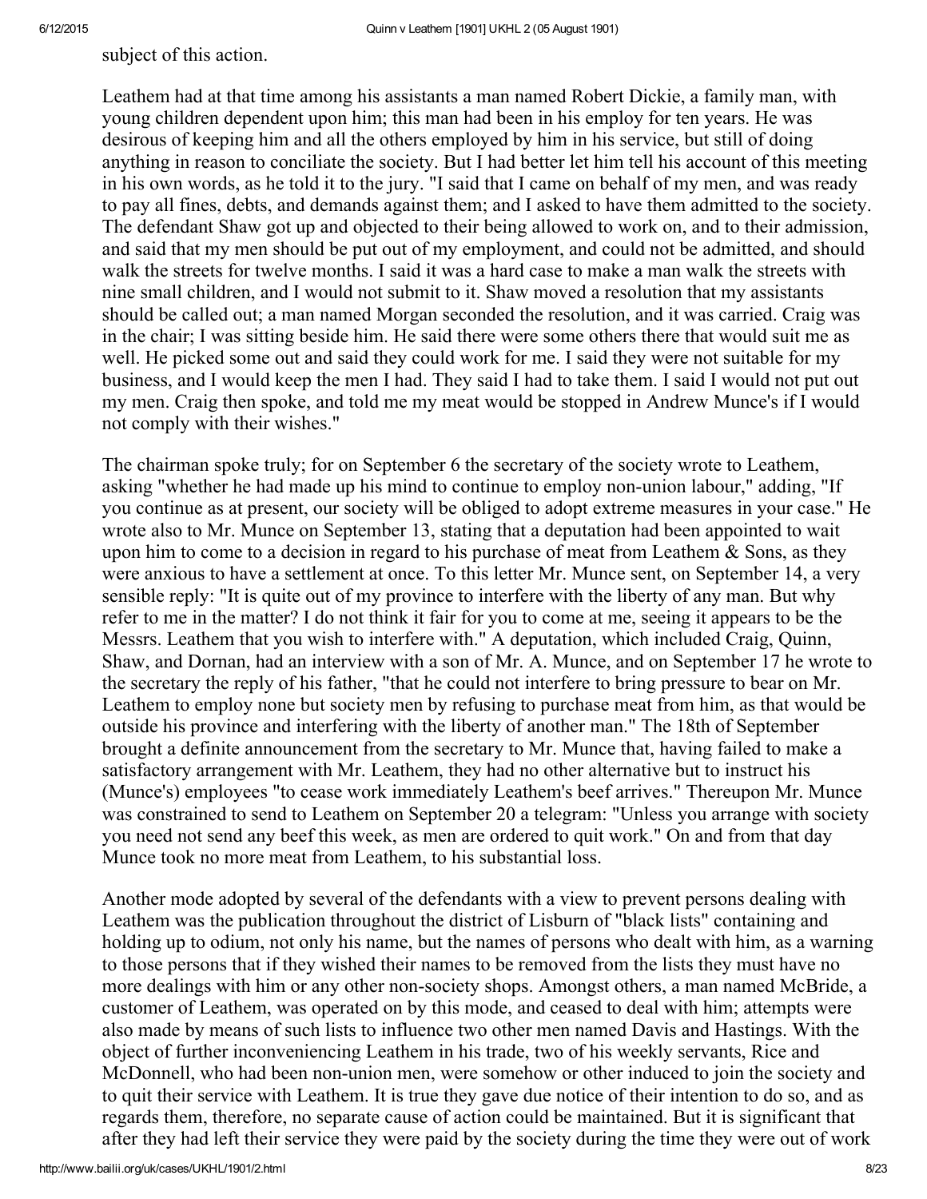subject of this action.

Leathem had at that time among his assistants a man named Robert Dickie, a family man, with young children dependent upon him; this man had been in his employ for ten years. He was desirous of keeping him and all the others employed by him in his service, but still of doing anything in reason to conciliate the society. But I had better let him tell his account of this meeting in his own words, as he told it to the jury. "I said that I came on behalf of my men, and was ready to pay all fines, debts, and demands against them; and I asked to have them admitted to the society. The defendant Shaw got up and objected to their being allowed to work on, and to their admission, and said that my men should be put out of my employment, and could not be admitted, and should walk the streets for twelve months. I said it was a hard case to make a man walk the streets with nine small children, and I would not submit to it. Shaw moved a resolution that my assistants should be called out; a man named Morgan seconded the resolution, and it was carried. Craig was in the chair; I was sitting beside him. He said there were some others there that would suit me as well. He picked some out and said they could work for me. I said they were not suitable for my business, and I would keep the men I had. They said I had to take them. I said I would not put out my men. Craig then spoke, and told me my meat would be stopped in Andrew Munce's if I would not comply with their wishes."

The chairman spoke truly; for on September 6 the secretary of the society wrote to Leathem, asking "whether he had made up his mind to continue to employ non-union labour," adding, "If you continue as at present, our society will be obliged to adopt extreme measures in your case." He wrote also to Mr. Munce on September 13, stating that a deputation had been appointed to wait upon him to come to a decision in regard to his purchase of meat from Leathem & Sons, as they were anxious to have a settlement at once. To this letter Mr. Munce sent, on September 14, a very sensible reply: "It is quite out of my province to interfere with the liberty of any man. But why refer to me in the matter? I do not think it fair for you to come at me, seeing it appears to be the Messrs. Leathem that you wish to interfere with." A deputation, which included Craig, Quinn, Shaw, and Dornan, had an interview with a son of Mr. A. Munce, and on September 17 he wrote to the secretary the reply of his father, "that he could not interfere to bring pressure to bear on Mr. Leathem to employ none but society men by refusing to purchase meat from him, as that would be outside his province and interfering with the liberty of another man." The 18th of September brought a definite announcement from the secretary to Mr. Munce that, having failed to make a satisfactory arrangement with Mr. Leathem, they had no other alternative but to instruct his (Munce's) employees "to cease work immediately Leathem's beef arrives." Thereupon Mr. Munce was constrained to send to Leathem on September 20 a telegram: "Unless you arrange with society you need not send any beef this week, as men are ordered to quit work." On and from that day Munce took no more meat from Leathem, to his substantial loss.

Another mode adopted by several of the defendants with a view to prevent persons dealing with Leathem was the publication throughout the district of Lisburn of "black lists" containing and holding up to odium, not only his name, but the names of persons who dealt with him, as a warning to those persons that if they wished their names to be removed from the lists they must have no more dealings with him or any other non-society shops. Amongst others, a man named McBride, a customer of Leathem, was operated on by this mode, and ceased to deal with him; attempts were also made by means of such lists to influence two other men named Davis and Hastings. With the object of further inconveniencing Leathem in his trade, two of his weekly servants, Rice and McDonnell, who had been non-union men, were somehow or other induced to join the society and to quit their service with Leathem. It is true they gave due notice of their intention to do so, and as regards them, therefore, no separate cause of action could be maintained. But it is significant that after they had left their service they were paid by the society during the time they were out of work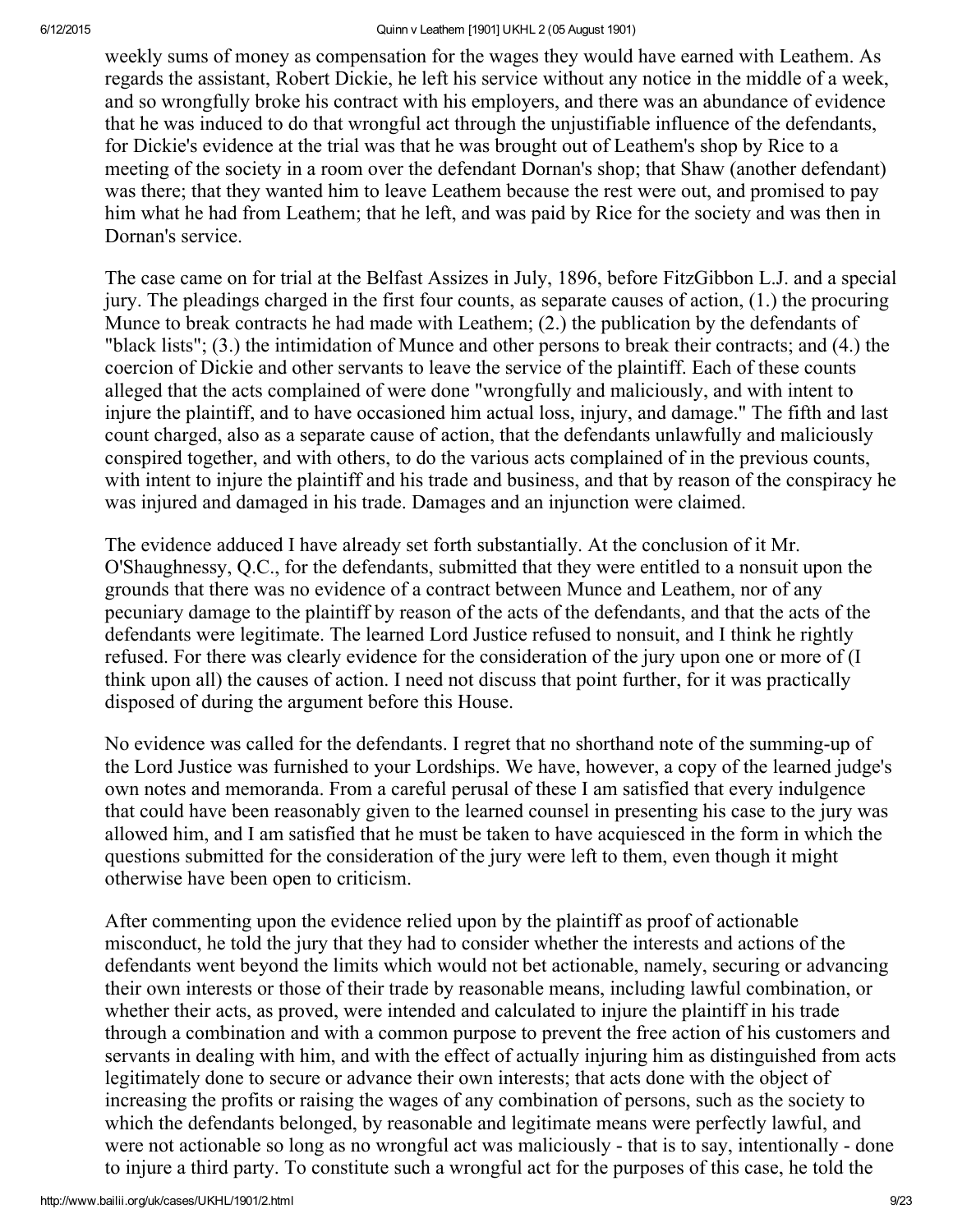weekly sums of money as compensation for the wages they would have earned with Leathem. As regards the assistant, Robert Dickie, he left his service without any notice in the middle of a week, and so wrongfully broke his contract with his employers, and there was an abundance of evidence that he was induced to do that wrongful act through the unjustifiable influence of the defendants, for Dickie's evidence at the trial was that he was brought out of Leathem's shop by Rice to a meeting of the society in a room over the defendant Dornan's shop; that Shaw (another defendant) was there; that they wanted him to leave Leathem because the rest were out, and promised to pay him what he had from Leathem; that he left, and was paid by Rice for the society and was then in Dornan's service.

The case came on for trial at the Belfast Assizes in July, 1896, before FitzGibbon L.J. and a special jury. The pleadings charged in the first four counts, as separate causes of action, (1.) the procuring Munce to break contracts he had made with Leathem; (2.) the publication by the defendants of "black lists"; (3.) the intimidation of Munce and other persons to break their contracts; and (4.) the coercion of Dickie and other servants to leave the service of the plaintiff. Each of these counts alleged that the acts complained of were done "wrongfully and maliciously, and with intent to injure the plaintiff, and to have occasioned him actual loss, injury, and damage." The fifth and last count charged, also as a separate cause of action, that the defendants unlawfully and maliciously conspired together, and with others, to do the various acts complained of in the previous counts, with intent to injure the plaintiff and his trade and business, and that by reason of the conspiracy he was injured and damaged in his trade. Damages and an injunction were claimed.

The evidence adduced I have already set forth substantially. At the conclusion of it Mr. O'Shaughnessy, Q.C., for the defendants, submitted that they were entitled to a nonsuit upon the grounds that there was no evidence of a contract between Munce and Leathem, nor of any pecuniary damage to the plaintiff by reason of the acts of the defendants, and that the acts of the defendants were legitimate. The learned Lord Justice refused to nonsuit, and I think he rightly refused. For there was clearly evidence for the consideration of the jury upon one or more of (I think upon all) the causes of action. I need not discuss that point further, for it was practically disposed of during the argument before this House.

No evidence was called for the defendants. I regret that no shorthand note of the summing-up of the Lord Justice was furnished to your Lordships. We have, however, a copy of the learned judge's own notes and memoranda. From a careful perusal of these I am satisfied that every indulgence that could have been reasonably given to the learned counsel in presenting his case to the jury was allowed him, and I am satisfied that he must be taken to have acquiesced in the form in which the questions submitted for the consideration of the jury were left to them, even though it might otherwise have been open to criticism.

After commenting upon the evidence relied upon by the plaintiff as proof of actionable misconduct, he told the jury that they had to consider whether the interests and actions of the defendants went beyond the limits which would not bet actionable, namely, securing or advancing their own interests or those of their trade by reasonable means, including lawful combination, or whether their acts, as proved, were intended and calculated to injure the plaintiff in his trade through a combination and with a common purpose to prevent the free action of his customers and servants in dealing with him, and with the effect of actually injuring him as distinguished from acts legitimately done to secure or advance their own interests; that acts done with the object of increasing the profits or raising the wages of any combination of persons, such as the society to which the defendants belonged, by reasonable and legitimate means were perfectly lawful, and were not actionable so long as no wrongful act was maliciously - that is to say, intentionally - done to injure a third party. To constitute such a wrongful act for the purposes of this case, he told the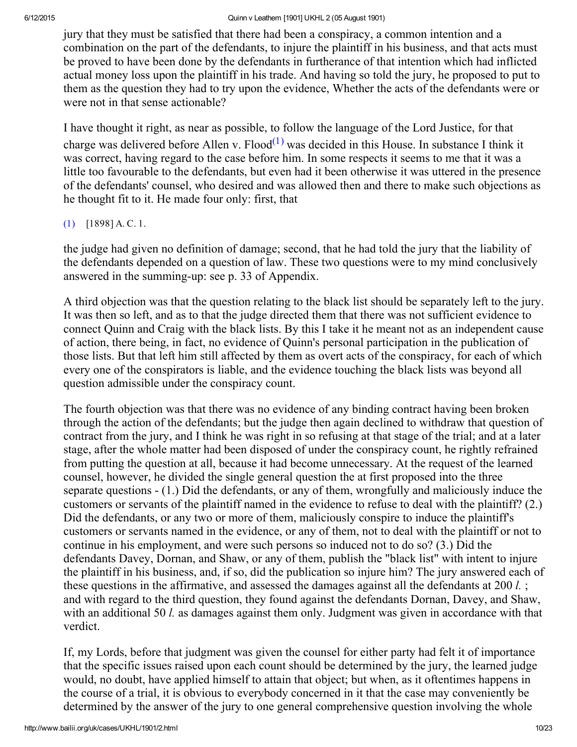jury that they must be satisfied that there had been a conspiracy, a common intention and a combination on the part of the defendants, to injure the plaintiff in his business, and that acts must be proved to have been done by the defendants in furtherance of that intention which had inflicted actual money loss upon the plaintiff in his trade. And having so told the jury, he proposed to put to them as the question they had to try upon the evidence, Whether the acts of the defendants were or were not in that sense actionable?

I have thought it right, as near as possible, to follow the language of the Lord Justice, for that charge was delivered before Allen v. Flood[(1)] was decided in this House. In substance I think it was correct, having regard to the case before him. In some respects it seems to me that it was a little too favourable to the defendants, but even had it been otherwise it was uttered in the presence of the defendants' counsel, who desired and was allowed then and there to make such objections as he thought fit to it. He made four only: first, that

(1) [1898] A. C. 1.

the judge had given no definition of damage; second, that he had told the jury that the liability of the defendants depended on a question of law. These two questions were to my mind conclusively answered in the summing-up: see p. 33 of Appendix.

A third objection was that the question relating to the black list should be separately left to the jury. It was then so left, and as to that the judge directed them that there was not sufficient evidence to connect Quinn and Craig with the black lists. By this I take it he meant not as an independent cause of action, there being, in fact, no evidence of Quinn's personal participation in the publication of those lists. But that left him still affected by them as overt acts of the conspiracy, for each of which every one of the conspirators is liable, and the evidence touching the black lists was beyond all question admissible under the conspiracy count.

The fourth objection was that there was no evidence of any binding contract having been broken through the action of the defendants; but the judge then again declined to withdraw that question of contract from the jury, and I think he was right in so refusing at that stage of the trial; and at a later stage, after the whole matter had been disposed of under the conspiracy count, he rightly refrained from putting the question at all, because it had become unnecessary. At the request of the learned counsel, however, he divided the single general question the at first proposed into the three separate questions - (1.) Did the defendants, or any of them, wrongfully and maliciously induce the customers or servants of the plaintiff named in the evidence to refuse to deal with the plaintiff? (2.) Did the defendants, or any two or more of them, maliciously conspire to induce the plaintiff's customers or servants named in the evidence, or any of them, not to deal with the plaintiff or not to continue in his employment, and were such persons so induced not to do so? (3.) Did the defendants Davey, Dornan, and Shaw, or any of them, publish the "black list" with intent to injure the plaintiff in his business, and, if so, did the publication so injure him? The jury answered each of these questions in the affirmative, and assessed the damages against all the defendants at 200 *l.* ; and with regard to the third question, they found against the defendants Dornan, Davey, and Shaw, with an additional 50 *l.* as damages against them only. Judgment was given in accordance with that verdict.

If, my Lords, before that judgment was given the counsel for either party had felt it of importance that the specific issues raised upon each count should be determined by the jury, the learned judge would, no doubt, have applied himself to attain that object; but when, as it oftentimes happens in the course of a trial, it is obvious to everybody concerned in it that the case may conveniently be determined by the answer of the jury to one general comprehensive question involving the whole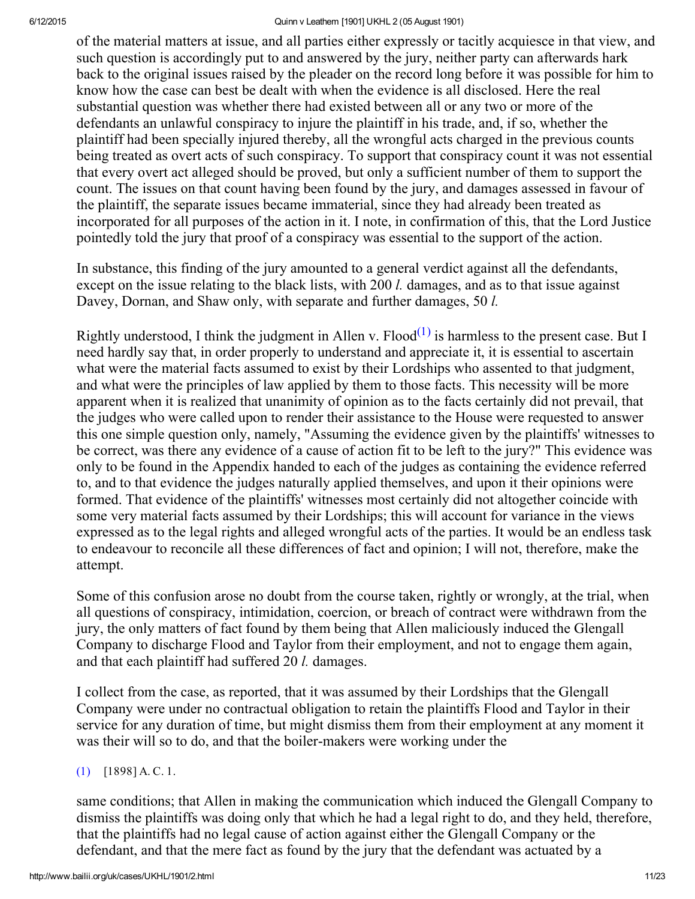of the material matters at issue, and all parties either expressly or tacitly acquiesce in that view, and such question is accordingly put to and answered by the jury, neither party can afterwards hark back to the original issues raised by the pleader on the record long before it was possible for him to know how the case can best be dealt with when the evidence is all disclosed. Here the real substantial question was whether there had existed between all or any two or more of the defendants an unlawful conspiracy to injure the plaintiff in his trade, and, if so, whether the plaintiff had been specially injured thereby, all the wrongful acts charged in the previous counts being treated as overt acts of such conspiracy. To support that conspiracy count it was not essential that every overt act alleged should be proved, but only a sufficient number of them to support the count. The issues on that count having been found by the jury, and damages assessed in favour of the plaintiff, the separate issues became immaterial, since they had already been treated as incorporated for all purposes of the action in it. I note, in confirmation of this, that the Lord Justice pointedly told the jury that proof of a conspiracy was essential to the support of the action.

In substance, this finding of the jury amounted to a general verdict against all the defendants, except on the issue relating to the black lists, with 200 *l.* damages, and as to that issue against Davey, Dornan, and Shaw only, with separate and further damages, 50 *l.*

Rightly understood, I think the judgment in Allen v. Flood[1] is harmless to the present case. But I need hardly say that, in order properly to understand and appreciate it, it is essential to ascertain what were the material facts assumed to exist by their Lordships who assented to that judgment, and what were the principles of law applied by them to those facts. This necessity will be more apparent when it is realized that unanimity of opinion as to the facts certainly did not prevail, that the judges who were called upon to render their assistance to the House were requested to answer this one simple question only, namely, "Assuming the evidence given by the plaintiffs' witnesses to be correct, was there any evidence of a cause of action fit to be left to the jury?" This evidence was only to be found in the Appendix handed to each of the judges as containing the evidence referred to, and to that evidence the judges naturally applied themselves, and upon it their opinions were formed. That evidence of the plaintiffs' witnesses most certainly did not altogether coincide with some very material facts assumed by their Lordships; this will account for variance in the views expressed as to the legal rights and alleged wrongful acts of the parties. It would be an endless task to endeavour to reconcile all these differences of fact and opinion; I will not, therefore, make the attempt.

Some of this confusion arose no doubt from the course taken, rightly or wrongly, at the trial, when all questions of conspiracy, intimidation, coercion, or breach of contract were withdrawn from the jury, the only matters of fact found by them being that Allen maliciously induced the Glengall Company to discharge Flood and Taylor from their employment, and not to engage them again, and that each plaintiff had suffered 20 *l.* damages.

I collect from the case, as reported, that it was assumed by their Lordships that the Glengall Company were under no contractual obligation to retain the plaintiffs Flood and Taylor in their service for any duration of time, but might dismiss them from their employment at any moment it was their will so to do, and that the boiler-makers were working under the

(1) [1898] A. C. 1.

same conditions; that Allen in making the communication which induced the Glengall Company to dismiss the plaintiffs was doing only that which he had a legal right to do, and they held, therefore, that the plaintiffs had no legal cause of action against either the Glengall Company or the defendant, and that the mere fact as found by the jury that the defendant was actuated by a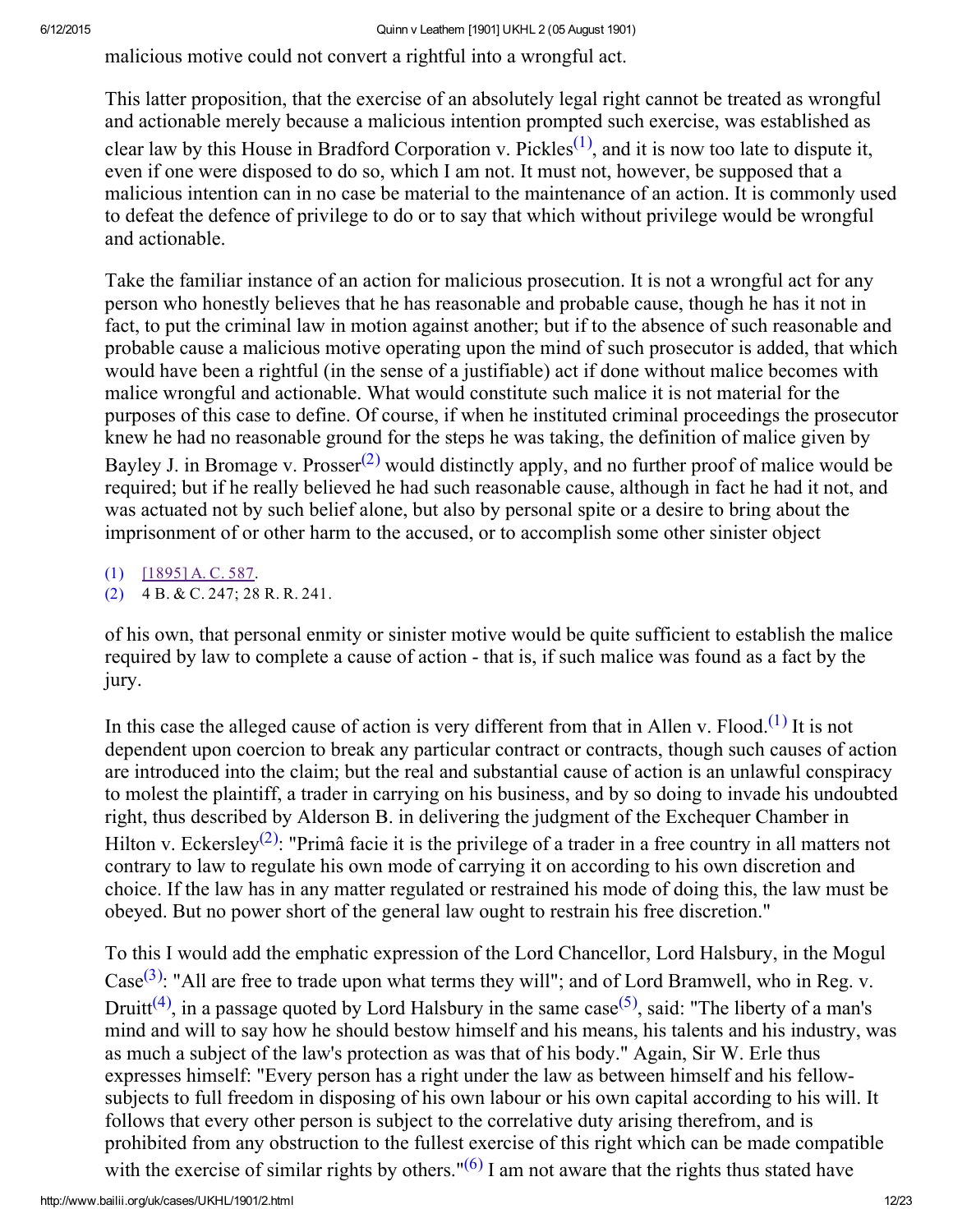malicious motive could not convert a rightful into a wrongful act.

This latter proposition, that the exercise of an absolutely legal right cannot be treated as wrongful and actionable merely because a malicious intention prompted such exercise, was established as clear law by this House in Bradford Corporation v. Pickles[(1)], and it is now too late to dispute it, even if one were disposed to do so, which I am not. It must not, however, be supposed that a malicious intention can in no case be material to the maintenance of an action. It is commonly used to defeat the defence of privilege to do or to say that which without privilege would be wrongful and actionable.

Take the familiar instance of an action for malicious prosecution. It is not a wrongful act for any person who honestly believes that he has reasonable and probable cause, though he has it not in fact, to put the criminal law in motion against another; but if to the absence of such reasonable and probable cause a malicious motive operating upon the mind of such prosecutor is added, that which would have been a rightful (in the sense of a justifiable) act if done without malice becomes with malice wrongful and actionable. What would constitute such malice it is not material for the purposes of this case to define. Of course, if when he instituted criminal proceedings the prosecutor knew he had no reasonable ground for the steps he was taking, the definition of malice given by Bayley J. in Bromage v. Prosser[(2)] would distinctly apply, and no further proof of malice would be required; but if he really believed he had such reasonable cause, although in fact he had it not, and was actuated not by such belief alone, but also by personal spite or a desire to bring about the imprisonment of or other harm to the accused, or to accomplish some other sinister object

(1) [1895] A. C. 587.
(2) 4 B. & C. 247; 28 R. R. 241.

of his own, that personal enmity or sinister motive would be quite sufficient to establish the malice required by law to complete a cause of action - that is, if such malice was found as a fact by the jury.

In this case the alleged cause of action is very different from that in Allen v. Flood.[(1)] It is not dependent upon coercion to break any particular contract or contracts, though such causes of action are introduced into the claim; but the real and substantial cause of action is an unlawful conspiracy to molest the plaintiff, a trader in carrying on his business, and by so doing to invade his undoubted right, thus described by Alderson B. in delivering the judgment of the Exchequer Chamber in Hilton v. Eckersley[(2)]: "Primâ facie it is the privilege of a trader in a free country in all matters not contrary to law to regulate his own mode of carrying it on according to his own discretion and choice. If the law has in any matter regulated or restrained his mode of doing this, the law must be obeyed. But no power short of the general law ought to restrain his free discretion."

To this I would add the emphatic expression of the Lord Chancellor, Lord Halsbury, in the Mogul Case[(3)]: "All are free to trade upon what terms they will"; and of Lord Bramwell, who in Reg. v. Druitt[(4)], in a passage quoted by Lord Halsbury in the same case[(5)], said: "The liberty of a man's mind and will to say how he should bestow himself and his means, his talents and his industry, was as much a subject of the law's protection as was that of his body." Again, Sir W. Erle thus expresses himself: "Every person has a right under the law as between himself and his fellow-subjects to full freedom in disposing of his own labour or his own capital according to his will. It follows that every other person is subject to the correlative duty arising therefrom, and is prohibited from any obstruction to the fullest exercise of this right which can be made compatible with the exercise of similar rights by others."[(6)] I am not aware that the rights thus stated have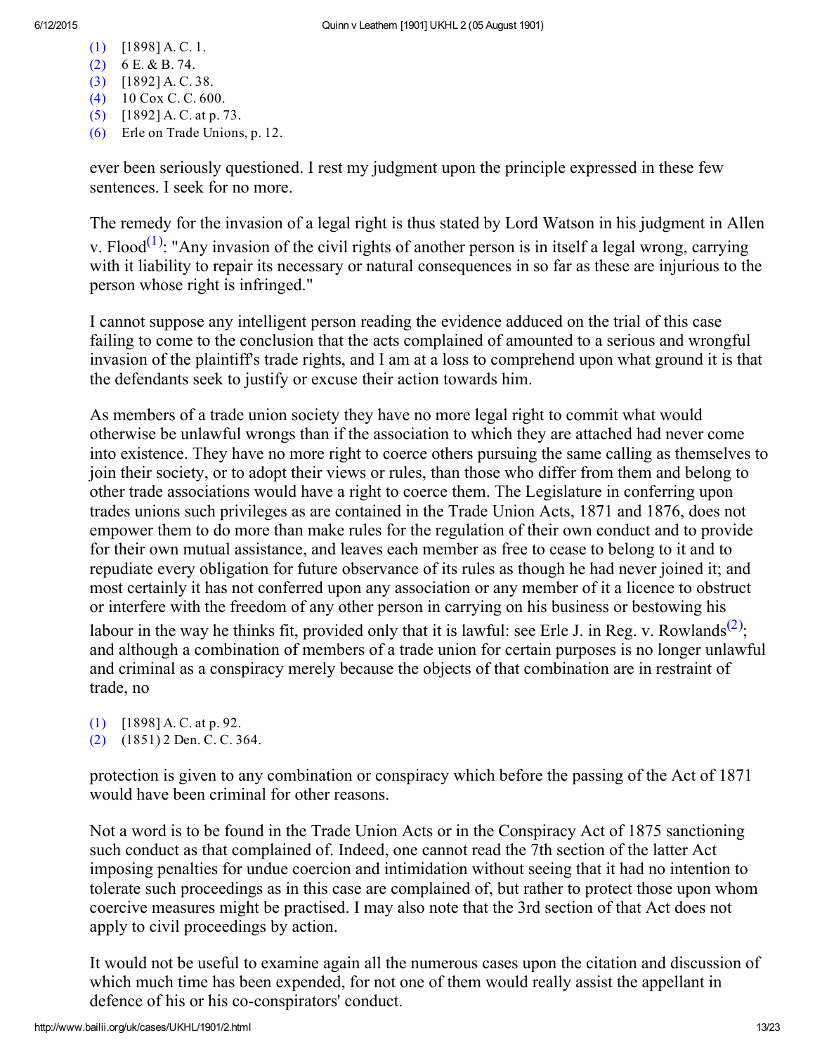(1) [1898] A. C. 1.
(2) 6 E. & B. 74.
(3) [1892] A. C. 38.
(4) 10 Cox C. C. 600.
(5) [1892] A. C. at p. 73.
(6) Erle on Trade Unions, p. 12.

ever been seriously questioned. I rest my judgment upon the principle expressed in these few sentences. I seek for no more.

The remedy for the invasion of a legal right is thus stated by Lord Watson in his judgment in Allen v. Flood[(1)]: "Any invasion of the civil rights of another person is in itself a legal wrong, carrying with it liability to repair its necessary or natural consequences in so far as these are injurious to the person whose right is infringed."

I cannot suppose any intelligent person reading the evidence adduced on the trial of this case failing to come to the conclusion that the acts complained of amounted to a serious and wrongful invasion of the plaintiff's trade rights, and I am at a loss to comprehend upon what ground it is that the defendants seek to justify or excuse their action towards him.

As members of a trade union society they have no more legal right to commit what would otherwise be unlawful wrongs than if the association to which they are attached had never come into existence. They have no more right to coerce others pursuing the same calling as themselves to join their society, or to adopt their views or rules, than those who differ from them and belong to other trade associations would have a right to coerce them. The Legislature in conferring upon trades unions such privileges as are contained in the Trade Union Acts, 1871 and 1876, does not empower them to do more than make rules for the regulation of their own conduct and to provide for their own mutual assistance, and leaves each member as free to cease to belong to it and to repudiate every obligation for future observance of its rules as though he had never joined it; and most certainly it has not conferred upon any association or any member of it a licence to obstruct or interfere with the freedom of any other person in carrying on his business or bestowing his labour in the way he thinks fit, provided only that it is lawful: see Erle J. in Reg. v. Rowlands[(2)]; and although a combination of members of a trade union for certain purposes is no longer unlawful and criminal as a conspiracy merely because the objects of that combination are in restraint of trade, no

(1) [1898] A. C. at p. 92.
(2) (1851) 2 Den. C. C. 364.

protection is given to any combination or conspiracy which before the passing of the Act of 1871 would have been criminal for other reasons.

Not a word is to be found in the Trade Union Acts or in the Conspiracy Act of 1875 sanctioning such conduct as that complained of. Indeed, one cannot read the 7th section of the latter Act imposing penalties for undue coercion and intimidation without seeing that it had no intention to tolerate such proceedings as in this case are complained of, but rather to protect those upon whom coercive measures might be practised. I may also note that the 3rd section of that Act does not apply to civil proceedings by action.

It would not be useful to examine again all the numerous cases upon the citation and discussion of which much time has been expended, for not one of them would really assist the appellant in defence of his or his co-conspirators' conduct.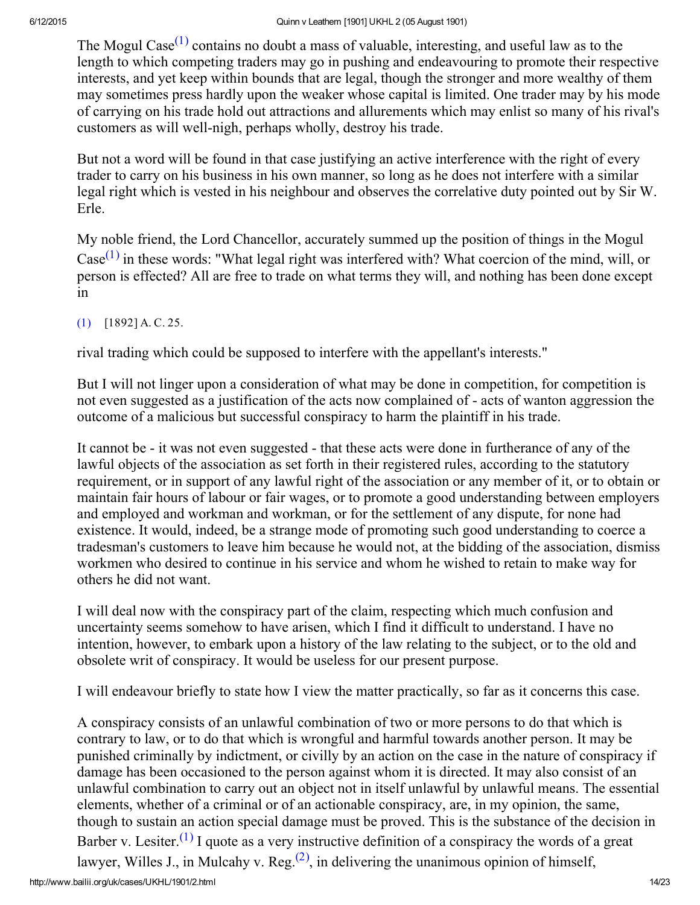The Mogul Case[(1)] contains no doubt a mass of valuable, interesting, and useful law as to the length to which competing traders may go in pushing and endeavouring to promote their respective interests, and yet keep within bounds that are legal, though the stronger and more wealthy of them may sometimes press hardly upon the weaker whose capital is limited. One trader may by his mode of carrying on his trade hold out attractions and allurements which may enlist so many of his rival's customers as will well-nigh, perhaps wholly, destroy his trade.

But not a word will be found in that case justifying an active interference with the right of every trader to carry on his business in his own manner, so long as he does not interfere with a similar legal right which is vested in his neighbour and observes the correlative duty pointed out by Sir W. Erle.

My noble friend, the Lord Chancellor, accurately summed up the position of things in the Mogul Case[(1)] in these words: "What legal right was interfered with? What coercion of the mind, will, or person is effected? All are free to trade on what terms they will, and nothing has been done except in rival trading which could be supposed to interfere with the appellant's interests."

(1) [1892] A. C. 25.

But I will not linger upon a consideration of what may be done in competition, for competition is not even suggested as a justification of the acts now complained of - acts of wanton aggression the outcome of a malicious but successful conspiracy to harm the plaintiff in his trade.

It cannot be - it was not even suggested - that these acts were done in furtherance of any of the lawful objects of the association as set forth in their registered rules, according to the statutory requirement, or in support of any lawful right of the association or any member of it, or to obtain or maintain fair hours of labour or fair wages, or to promote a good understanding between employers and employed and workman and workman, or for the settlement of any dispute, for none had existence. It would, indeed, be a strange mode of promoting such good understanding to coerce a tradesman's customers to leave him because he would not, at the bidding of the association, dismiss workmen who desired to continue in his service and whom he wished to retain to make way for others he did not want.

I will deal now with the conspiracy part of the claim, respecting which much confusion and uncertainty seems somehow to have arisen, which I find it difficult to understand. I have no intention, however, to embark upon a history of the law relating to the subject, or to the old and obsolete writ of conspiracy. It would be useless for our present purpose.

I will endeavour briefly to state how I view the matter practically, so far as it concerns this case.

A conspiracy consists of an unlawful combination of two or more persons to do that which is contrary to law, or to do that which is wrongful and harmful towards another person. It may be punished criminally by indictment, or civilly by an action on the case in the nature of conspiracy if damage has been occasioned to the person against whom it is directed. It may also consist of an unlawful combination to carry out an object not in itself unlawful by unlawful means. The essential elements, whether of a criminal or of an actionable conspiracy, are, in my opinion, the same, though to sustain an action special damage must be proved. This is the substance of the decision in Barber v. Lesiter.[(1)] I quote as a very instructive definition of a conspiracy the words of a great lawyer, Willes J., in Mulcahy v. Reg.[(2)], in delivering the unanimous opinion of himself,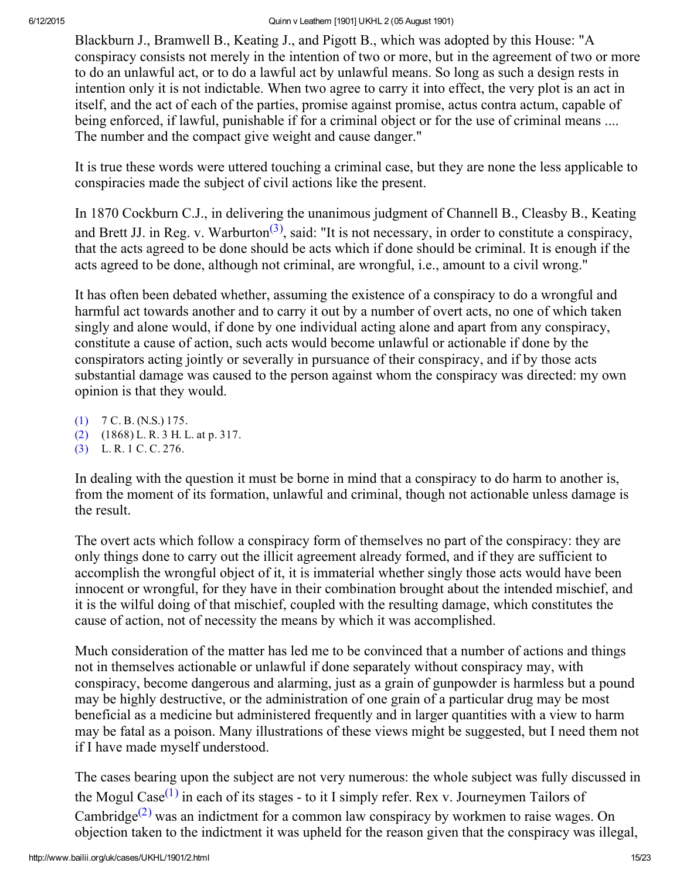Blackburn J., Bramwell B., Keating J., and Pigott B., which was adopted by this House: "A conspiracy consists not merely in the intention of two or more, but in the agreement of two or more to do an unlawful act, or to do a lawful act by unlawful means. So long as such a design rests in intention only it is not indictable. When two agree to carry it into effect, the very plot is an act in itself, and the act of each of the parties, promise against promise, actus contra actum, capable of being enforced, if lawful, punishable if for a criminal object or for the use of criminal means .... The number and the compact give weight and cause danger."

It is true these words were uttered touching a criminal case, but they are none the less applicable to conspiracies made the subject of civil actions like the present.

In 1870 Cockburn C.J., in delivering the unanimous judgment of Channell B., Cleasby B., Keating and Brett JJ. in Reg. v. Warburton[(3)], said: "It is not necessary, in order to constitute a conspiracy, that the acts agreed to be done should be acts which if done should be criminal. It is enough if the acts agreed to be done, although not criminal, are wrongful, i.e., amount to a civil wrong."

It has often been debated whether, assuming the existence of a conspiracy to do a wrongful and harmful act towards another and to carry it out by a number of overt acts, no one of which taken singly and alone would, if done by one individual acting alone and apart from any conspiracy, constitute a cause of action, such acts would become unlawful or actionable if done by the conspirators acting jointly or severally in pursuance of their conspiracy, and if by those acts substantial damage was caused to the person against whom the conspiracy was directed: my own opinion is that they would.

(1) 7 C. B. (N.S.) 175.
(2) (1868) L. R. 3 H. L. at p. 317.
(3) L. R. 1 C. C. 276.

In dealing with the question it must be borne in mind that a conspiracy to do harm to another is, from the moment of its formation, unlawful and criminal, though not actionable unless damage is the result.

The overt acts which follow a conspiracy form of themselves no part of the conspiracy: they are only things done to carry out the illicit agreement already formed, and if they are sufficient to accomplish the wrongful object of it, it is immaterial whether singly those acts would have been innocent or wrongful, for they have in their combination brought about the intended mischief, and it is the wilful doing of that mischief, coupled with the resulting damage, which constitutes the cause of action, not of necessity the means by which it was accomplished.

Much consideration of the matter has led me to be convinced that a number of actions and things not in themselves actionable or unlawful if done separately without conspiracy may, with conspiracy, become dangerous and alarming, just as a grain of gunpowder is harmless but a pound may be highly destructive, or the administration of one grain of a particular drug may be most beneficial as a medicine but administered frequently and in larger quantities with a view to harm may be fatal as a poison. Many illustrations of these views might be suggested, but I need them not if I have made myself understood.

The cases bearing upon the subject are not very numerous: the whole subject was fully discussed in the Mogul Case[(1)] in each of its stages - to it I simply refer. Rex v. Journeymen Tailors of Cambridge[(2)] was an indictment for a common law conspiracy by workmen to raise wages. On objection taken to the indictment it was upheld for the reason given that the conspiracy was illegal,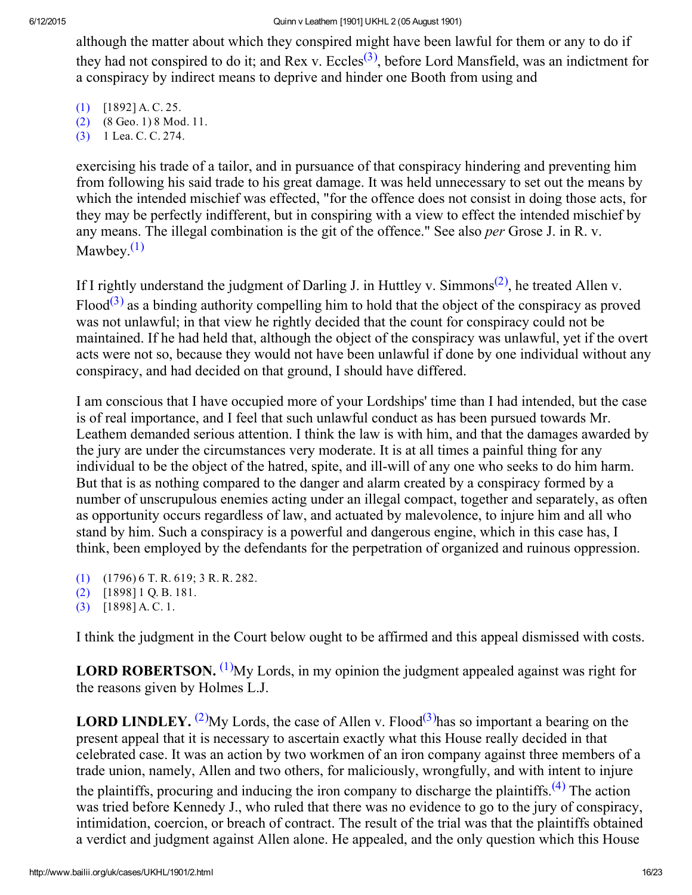although the matter about which they conspired might have been lawful for them or any to do if they had not conspired to do it; and Rex v. Eccles[3], before Lord Mansfield, was an indictment for a conspiracy by indirect means to deprive and hinder one Booth from using and

(1) [1892] A. C. 25.
(2) (8 Geo. 1) 8 Mod. 11.
(3) 1 Lea. C. C. 274.

exercising his trade of a tailor, and in pursuance of that conspiracy hindering and preventing him from following his said trade to his great damage. It was held unnecessary to set out the means by which the intended mischief was effected, "for the offence does not consist in doing those acts, for they may be perfectly indifferent, but in conspiring with a view to effect the intended mischief by any means. The illegal combination is the git of the offence." See also *per* Grose J. in R. v. Mawbey.[1]

If I rightly understand the judgment of Darling J. in Huttley v. Simmons[2], he treated Allen v. Flood[3] as a binding authority compelling him to hold that the object of the conspiracy as proved was not unlawful; in that view he rightly decided that the count for conspiracy could not be maintained. If he had held that, although the object of the conspiracy was unlawful, yet if the overt acts were not so, because they would not have been unlawful if done by one individual without any conspiracy, and had decided on that ground, I should have differed.

I am conscious that I have occupied more of your Lordships' time than I had intended, but the case is of real importance, and I feel that such unlawful conduct as has been pursued towards Mr. Leathem demanded serious attention. I think the law is with him, and that the damages awarded by the jury are under the circumstances very moderate. It is at all times a painful thing for any individual to be the object of the hatred, spite, and ill-will of any one who seeks to do him harm. But that is as nothing compared to the danger and alarm created by a conspiracy formed by a number of unscrupulous enemies acting under an illegal compact, together and separately, as often as opportunity occurs regardless of law, and actuated by malevolence, to injure him and all who stand by him. Such a conspiracy is a powerful and dangerous engine, which in this case has, I think, been employed by the defendants for the perpetration of organized and ruinous oppression.

(1) (1796) 6 T. R. 619; 3 R. R. 282.
(2) [1898] 1 Q. B. 181.
(3) [1898] A. C. 1.

I think the judgment in the Court below ought to be affirmed and this appeal dismissed with costs.

**LORD ROBERTSON.** [1]My Lords, in my opinion the judgment appealed against was right for the reasons given by Holmes L.J.

**LORD LINDLEY.** [2]My Lords, the case of Allen v. Flood[3]has so important a bearing on the present appeal that it is necessary to ascertain exactly what this House really decided in that celebrated case. It was an action by two workmen of an iron company against three members of a trade union, namely, Allen and two others, for maliciously, wrongfully, and with intent to injure the plaintiffs, procuring and inducing the iron company to discharge the plaintiffs.[4] The action was tried before Kennedy J., who ruled that there was no evidence to go to the jury of conspiracy, intimidation, coercion, or breach of contract. The result of the trial was that the plaintiffs obtained a verdict and judgment against Allen alone. He appealed, and the only question which this House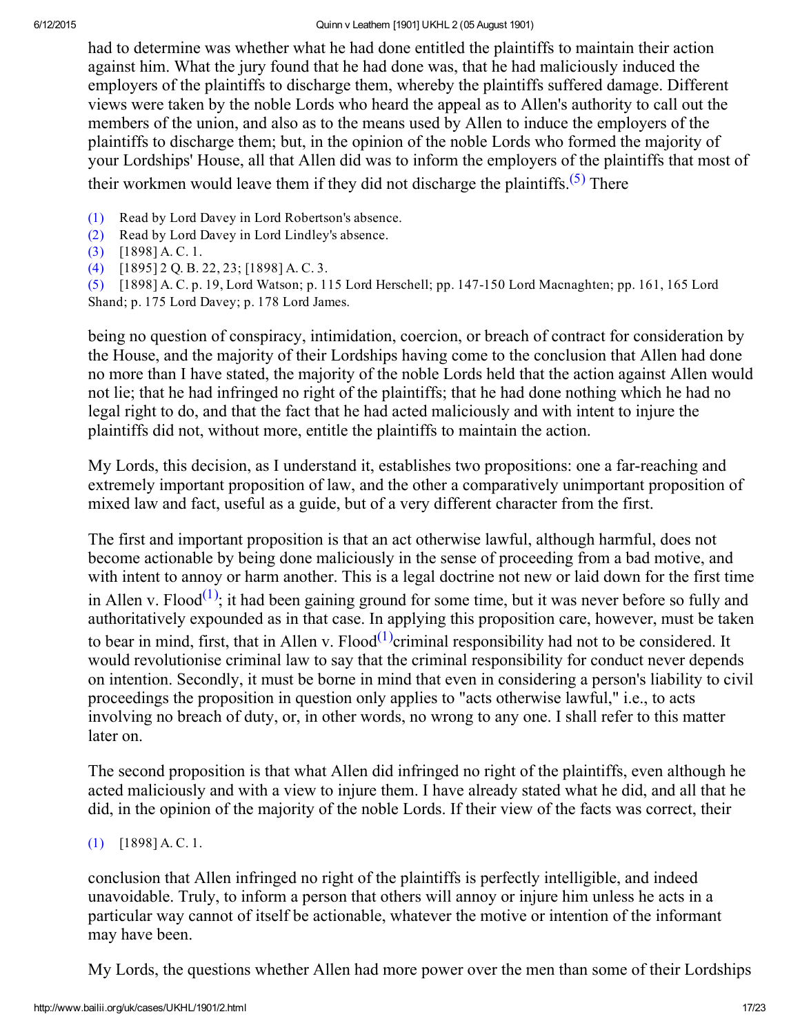had to determine was whether what he had done entitled the plaintiffs to maintain their action against him. What the jury found that he had done was, that he had maliciously induced the employers of the plaintiffs to discharge them, whereby the plaintiffs suffered damage. Different views were taken by the noble Lords who heard the appeal as to Allen's authority to call out the members of the union, and also as to the means used by Allen to induce the employers of the plaintiffs to discharge them; but, in the opinion of the noble Lords who formed the majority of your Lordships' House, all that Allen did was to inform the employers of the plaintiffs that most of their workmen would leave them if they did not discharge the plaintiffs.[(5)] There

[(1)] Read by Lord Davey in Lord Robertson's absence.
[(2)] Read by Lord Davey in Lord Lindley's absence.
[(3)] [1898] A. C. 1.
[(4)] [1895] 2 Q. B. 22, 23; [1898] A. C. 3.
[(5)] [1898] A. C. p. 19, Lord Watson; p. 115 Lord Herschell; pp. 147-150 Lord Macnaghten; pp. 161, 165 Lord Shand; p. 175 Lord Davey; p. 178 Lord James.

being no question of conspiracy, intimidation, coercion, or breach of contract for consideration by the House, and the majority of their Lordships having come to the conclusion that Allen had done no more than I have stated, the majority of the noble Lords held that the action against Allen would not lie; that he had infringed no right of the plaintiffs; that he had done nothing which he had no legal right to do, and that the fact that he had acted maliciously and with intent to injure the plaintiffs did not, without more, entitle the plaintiffs to maintain the action.

My Lords, this decision, as I understand it, establishes two propositions: one a far-reaching and extremely important proposition of law, and the other a comparatively unimportant proposition of mixed law and fact, useful as a guide, but of a very different character from the first.

The first and important proposition is that an act otherwise lawful, although harmful, does not become actionable by being done maliciously in the sense of proceeding from a bad motive, and with intent to annoy or harm another. This is a legal doctrine not new or laid down for the first time in Allen v. Flood[(1)]; it had been gaining ground for some time, but it was never before so fully and authoritatively expounded as in that case. In applying this proposition care, however, must be taken to bear in mind, first, that in Allen v. Flood[(1)] criminal responsibility had not to be considered. It would revolutionise criminal law to say that the criminal responsibility for conduct never depends on intention. Secondly, it must be borne in mind that even in considering a person's liability to civil proceedings the proposition in question only applies to "acts otherwise lawful," i.e., to acts involving no breach of duty, or, in other words, no wrong to any one. I shall refer to this matter later on.

The second proposition is that what Allen did infringed no right of the plaintiffs, even although he acted maliciously and with a view to injure them. I have already stated what he did, and all that he did, in the opinion of the majority of the noble Lords. If their view of the facts was correct, their

[(1)] [1898] A. C. 1.

conclusion that Allen infringed no right of the plaintiffs is perfectly intelligible, and indeed unavoidable. Truly, to inform a person that others will annoy or injure him unless he acts in a particular way cannot of itself be actionable, whatever the motive or intention of the informant may have been.

My Lords, the questions whether Allen had more power over the men than some of their Lordships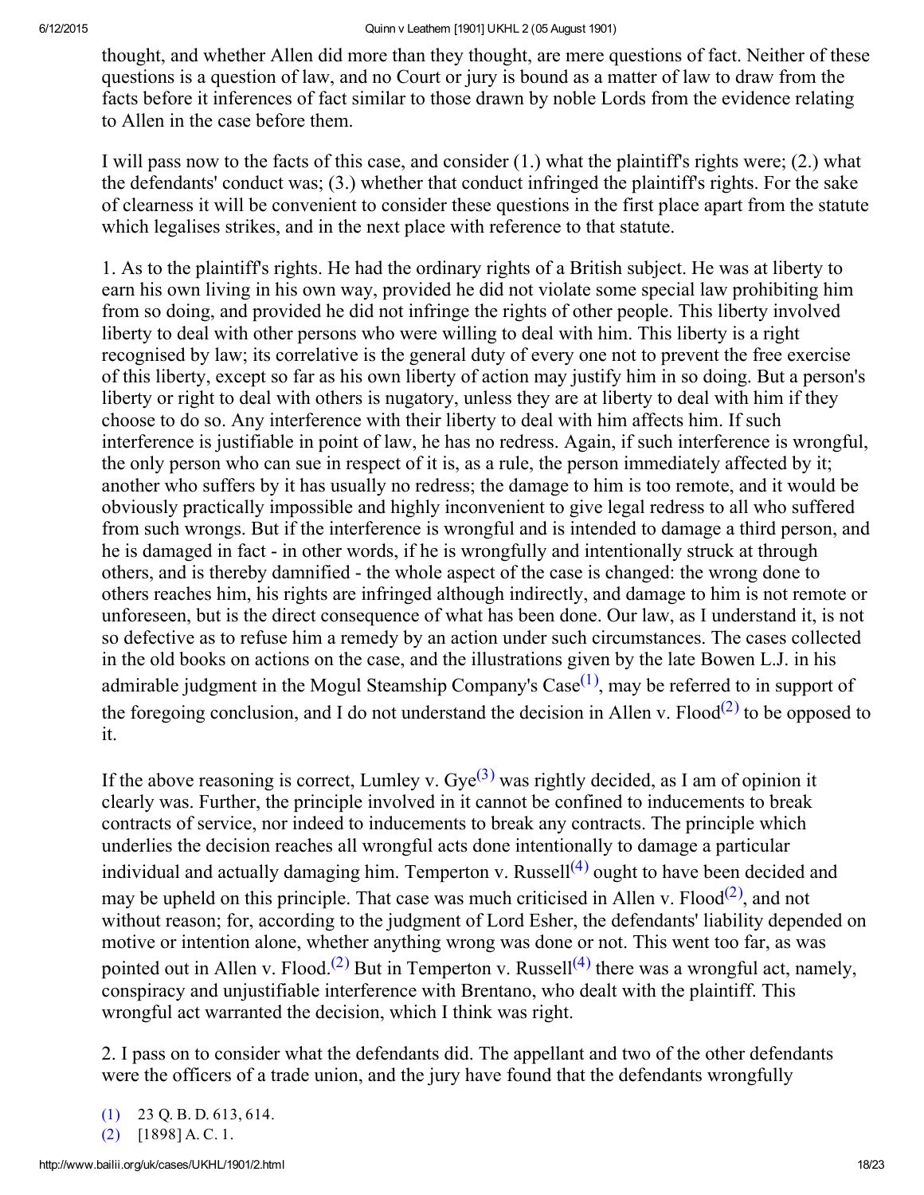thought, and whether Allen did more than they thought, are mere questions of fact. Neither of these questions is a question of law, and no Court or jury is bound as a matter of law to draw from the facts before it inferences of fact similar to those drawn by noble Lords from the evidence relating to Allen in the case before them.

I will pass now to the facts of this case, and consider (1.) what the plaintiff's rights were; (2.) what the defendants' conduct was; (3.) whether that conduct infringed the plaintiff's rights. For the sake of clearness it will be convenient to consider these questions in the first place apart from the statute which legalises strikes, and in the next place with reference to that statute.

1. As to the plaintiff's rights. He had the ordinary rights of a British subject. He was at liberty to earn his own living in his own way, provided he did not violate some special law prohibiting him from so doing, and provided he did not infringe the rights of other people. This liberty involved liberty to deal with other persons who were willing to deal with him. This liberty is a right recognised by law; its correlative is the general duty of every one not to prevent the free exercise of this liberty, except so far as his own liberty of action may justify him in so doing. But a person's liberty or right to deal with others is nugatory, unless they are at liberty to deal with him if they choose to do so. Any interference with their liberty to deal with him affects him. If such interference is justifiable in point of law, he has no redress. Again, if such interference is wrongful, the only person who can sue in respect of it is, as a rule, the person immediately affected by it; another who suffers by it has usually no redress; the damage to him is too remote, and it would be obviously practically impossible and highly inconvenient to give legal redress to all who suffered from such wrongs. But if the interference is wrongful and is intended to damage a third person, and he is damaged in fact - in other words, if he is wrongfully and intentionally struck at through others, and is thereby damnified - the whole aspect of the case is changed: the wrong done to others reaches him, his rights are infringed although indirectly, and damage to him is not remote or unforeseen, but is the direct consequence of what has been done. Our law, as I understand it, is not so defective as to refuse him a remedy by an action under such circumstances. The cases collected in the old books on actions on the case, and the illustrations given by the late Bowen L.J. in his admirable judgment in the Mogul Steamship Company's Case[(1)], may be referred to in support of the foregoing conclusion, and I do not understand the decision in Allen v. Flood[(2)] to be opposed to it.

If the above reasoning is correct, Lumley v. Gye[(3)] was rightly decided, as I am of opinion it clearly was. Further, the principle involved in it cannot be confined to inducements to break contracts of service, nor indeed to inducements to break any contracts. The principle which underlies the decision reaches all wrongful acts done intentionally to damage a particular individual and actually damaging him. Temperton v. Russell[(4)] ought to have been decided and may be upheld on this principle. That case was much criticised in Allen v. Flood[(2)], and not without reason; for, according to the judgment of Lord Esher, the defendants' liability depended on motive or intention alone, whether anything wrong was done or not. This went too far, as was pointed out in Allen v. Flood.[(2)] But in Temperton v. Russell[(4)] there was a wrongful act, namely, conspiracy and unjustifiable interference with Brentano, who dealt with the plaintiff. This wrongful act warranted the decision, which I think was right.

2. I pass on to consider what the defendants did. The appellant and two of the other defendants were the officers of a trade union, and the jury have found that the defendants wrongfully

(1) 23 Q. B. D. 613, 614.
(2) [1898] A. C. 1.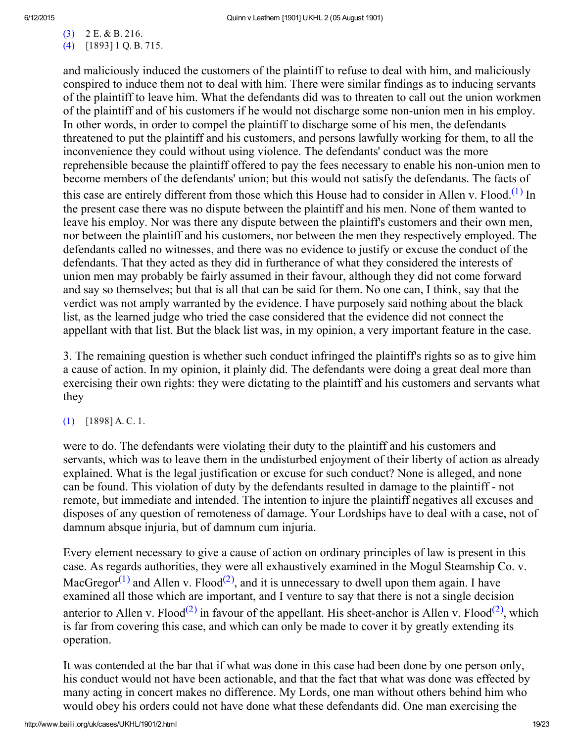(3) 2 E. & B. 216.
(4) [1893] 1 Q. B. 715.

and maliciously induced the customers of the plaintiff to refuse to deal with him, and maliciously conspired to induce them not to deal with him. There were similar findings as to inducing servants of the plaintiff to leave him. What the defendants did was to threaten to call out the union workmen of the plaintiff and of his customers if he would not discharge some non-union men in his employ. In other words, in order to compel the plaintiff to discharge some of his men, the defendants threatened to put the plaintiff and his customers, and persons lawfully working for them, to all the inconvenience they could without using violence. The defendants' conduct was the more reprehensible because the plaintiff offered to pay the fees necessary to enable his non-union men to become members of the defendants' union; but this would not satisfy the defendants. The facts of this case are entirely different from those which this House had to consider in Allen v. Flood.[1] In the present case there was no dispute between the plaintiff and his men. None of them wanted to leave his employ. Nor was there any dispute between the plaintiff's customers and their own men, nor between the plaintiff and his customers, nor between the men they respectively employed. The defendants called no witnesses, and there was no evidence to justify or excuse the conduct of the defendants. That they acted as they did in furtherance of what they considered the interests of union men may probably be fairly assumed in their favour, although they did not come forward and say so themselves; but that is all that can be said for them. No one can, I think, say that the verdict was not amply warranted by the evidence. I have purposely said nothing about the black list, as the learned judge who tried the case considered that the evidence did not connect the appellant with that list. But the black list was, in my opinion, a very important feature in the case.

3. The remaining question is whether such conduct infringed the plaintiff's rights so as to give him a cause of action. In my opinion, it plainly did. The defendants were doing a great deal more than exercising their own rights: they were dictating to the plaintiff and his customers and servants what they

(1) [1898] A. C. 1.

were to do. The defendants were violating their duty to the plaintiff and his customers and servants, which was to leave them in the undisturbed enjoyment of their liberty of action as already explained. What is the legal justification or excuse for such conduct? None is alleged, and none can be found. This violation of duty by the defendants resulted in damage to the plaintiff - not remote, but immediate and intended. The intention to injure the plaintiff negatives all excuses and disposes of any question of remoteness of damage. Your Lordships have to deal with a case, not of damnum absque injuria, but of damnum cum injuria.

Every element necessary to give a cause of action on ordinary principles of law is present in this case. As regards authorities, they were all exhaustively examined in the Mogul Steamship Co. v. MacGregor[1] and Allen v. Flood[2], and it is unnecessary to dwell upon them again. I have examined all those which are important, and I venture to say that there is not a single decision anterior to Allen v. Flood[2] in favour of the appellant. His sheet-anchor is Allen v. Flood[2], which is far from covering this case, and which can only be made to cover it by greatly extending its operation.

It was contended at the bar that if what was done in this case had been done by one person only, his conduct would not have been actionable, and that the fact that what was done was effected by many acting in concert makes no difference. My Lords, one man without others behind him who would obey his orders could not have done what these defendants did. One man exercising the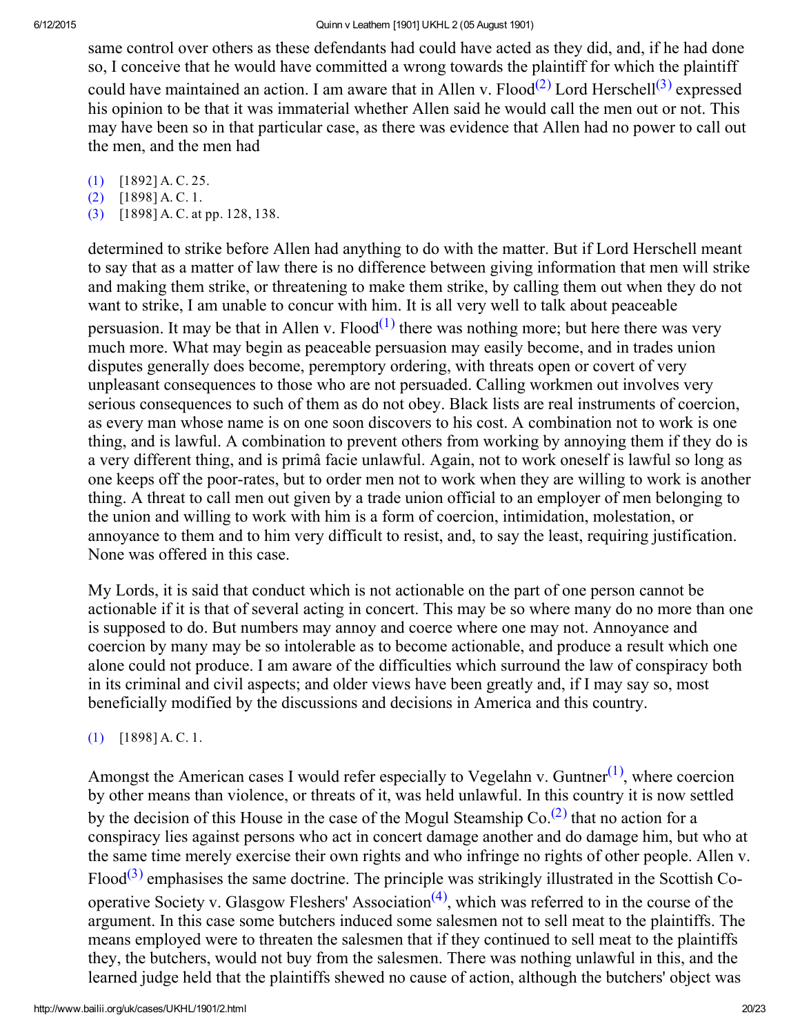same control over others as these defendants had could have acted as they did, and, if he had done so, I conceive that he would have committed a wrong towards the plaintiff for which the plaintiff could have maintained an action. I am aware that in Allen v. Flood[(2)] Lord Herschell[(3)] expressed his opinion to be that it was immaterial whether Allen said he would call the men out or not. This may have been so in that particular case, as there was evidence that Allen had no power to call out the men, and the men had

(1) [1892] A. C. 25.
(2) [1898] A. C. 1.
(3) [1898] A. C. at pp. 128, 138.

determined to strike before Allen had anything to do with the matter. But if Lord Herschell meant to say that as a matter of law there is no difference between giving information that men will strike and making them strike, or threatening to make them strike, by calling them out when they do not want to strike, I am unable to concur with him. It is all very well to talk about peaceable persuasion. It may be that in Allen v. Flood[(1)] there was nothing more; but here there was very much more. What may begin as peaceable persuasion may easily become, and in trades union disputes generally does become, peremptory ordering, with threats open or covert of very unpleasant consequences to those who are not persuaded. Calling workmen out involves very serious consequences to such of them as do not obey. Black lists are real instruments of coercion, as every man whose name is on one soon discovers to his cost. A combination not to work is one thing, and is lawful. A combination to prevent others from working by annoying them if they do is a very different thing, and is primâ facie unlawful. Again, not to work oneself is lawful so long as one keeps off the poor-rates, but to order men not to work when they are willing to work is another thing. A threat to call men out given by a trade union official to an employer of men belonging to the union and willing to work with him is a form of coercion, intimidation, molestation, or annoyance to them and to him very difficult to resist, and, to say the least, requiring justification. None was offered in this case.

My Lords, it is said that conduct which is not actionable on the part of one person cannot be actionable if it is that of several acting in concert. This may be so where many do no more than one is supposed to do. But numbers may annoy and coerce where one may not. Annoyance and coercion by many may be so intolerable as to become actionable, and produce a result which one alone could not produce. I am aware of the difficulties which surround the law of conspiracy both in its criminal and civil aspects; and older views have been greatly and, if I may say so, most beneficially modified by the discussions and decisions in America and this country.

(1) [1898] A. C. 1.

Amongst the American cases I would refer especially to Vegelahn v. Guntner[(1)], where coercion by other means than violence, or threats of it, was held unlawful. In this country it is now settled by the decision of this House in the case of the Mogul Steamship Co.[(2)] that no action for a conspiracy lies against persons who act in concert damage another and do damage him, but who at the same time merely exercise their own rights and who infringe no rights of other people. Allen v. Flood[(3)] emphasises the same doctrine. The principle was strikingly illustrated in the Scottish Co-operative Society v. Glasgow Fleshers' Association[(4)], which was referred to in the course of the argument. In this case some butchers induced some salesmen not to sell meat to the plaintiffs. The means employed were to threaten the salesmen that if they continued to sell meat to the plaintiffs they, the butchers, would not buy from the salesmen. There was nothing unlawful in this, and the learned judge held that the plaintiffs shewed no cause of action, although the butchers' object was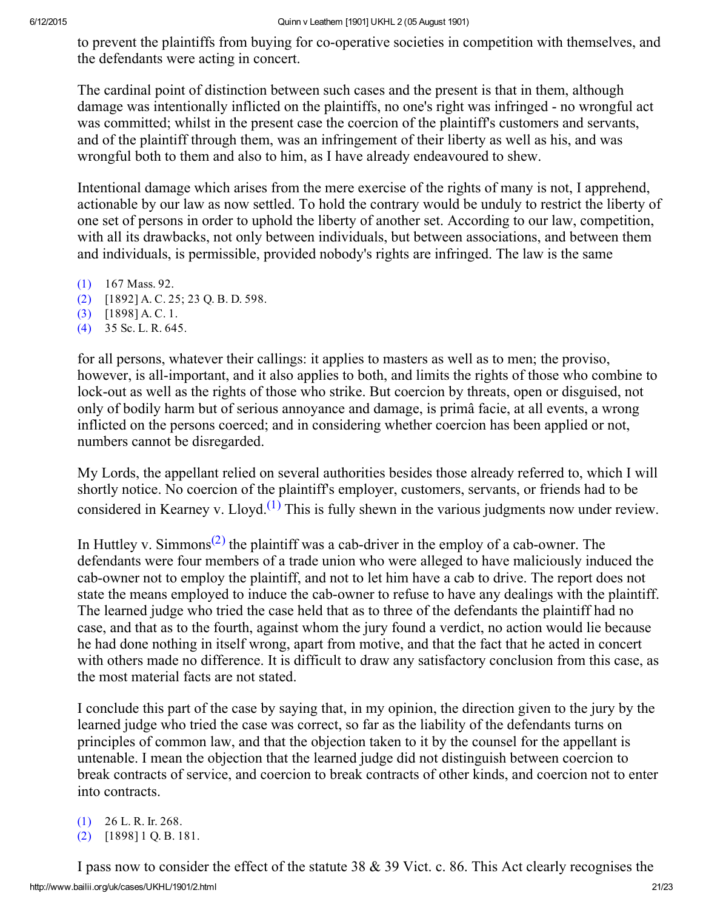to prevent the plaintiffs from buying for co-operative societies in competition with themselves, and the defendants were acting in concert.

The cardinal point of distinction between such cases and the present is that in them, although damage was intentionally inflicted on the plaintiffs, no one's right was infringed - no wrongful act was committed; whilst in the present case the coercion of the plaintiff's customers and servants, and of the plaintiff through them, was an infringement of their liberty as well as his, and was wrongful both to them and also to him, as I have already endeavoured to shew.

Intentional damage which arises from the mere exercise of the rights of many is not, I apprehend, actionable by our law as now settled. To hold the contrary would be unduly to restrict the liberty of one set of persons in order to uphold the liberty of another set. According to our law, competition, with all its drawbacks, not only between individuals, but between associations, and between them and individuals, is permissible, provided nobody's rights are infringed. The law is the same

(1) 167 Mass. 92.
(2) [1892] A. C. 25; 23 Q. B. D. 598.
(3) [1898] A. C. 1.
(4) 35 Sc. L. R. 645.

for all persons, whatever their callings: it applies to masters as well as to men; the proviso, however, is all-important, and it also applies to both, and limits the rights of those who combine to lock-out as well as the rights of those who strike. But coercion by threats, open or disguised, not only of bodily harm but of serious annoyance and damage, is primâ facie, at all events, a wrong inflicted on the persons coerced; and in considering whether coercion has been applied or not, numbers cannot be disregarded.

My Lords, the appellant relied on several authorities besides those already referred to, which I will shortly notice. No coercion of the plaintiff's employer, customers, servants, or friends had to be considered in Kearney v. Lloyd.[1] This is fully shewn in the various judgments now under review.

In Huttley v. Simmons[2] the plaintiff was a cab-driver in the employ of a cab-owner. The defendants were four members of a trade union who were alleged to have maliciously induced the cab-owner not to employ the plaintiff, and not to let him have a cab to drive. The report does not state the means employed to induce the cab-owner to refuse to have any dealings with the plaintiff. The learned judge who tried the case held that as to three of the defendants the plaintiff had no case, and that as to the fourth, against whom the jury found a verdict, no action would lie because he had done nothing in itself wrong, apart from motive, and that the fact that he acted in concert with others made no difference. It is difficult to draw any satisfactory conclusion from this case, as the most material facts are not stated.

I conclude this part of the case by saying that, in my opinion, the direction given to the jury by the learned judge who tried the case was correct, so far as the liability of the defendants turns on principles of common law, and that the objection taken to it by the counsel for the appellant is untenable. I mean the objection that the learned judge did not distinguish between coercion to break contracts of service, and coercion to break contracts of other kinds, and coercion not to enter into contracts.

(1) 26 L. R. Ir. 268.
(2) [1898] 1 Q. B. 181.

I pass now to consider the effect of the statute 38 & 39 Vict. c. 86. This Act clearly recognises the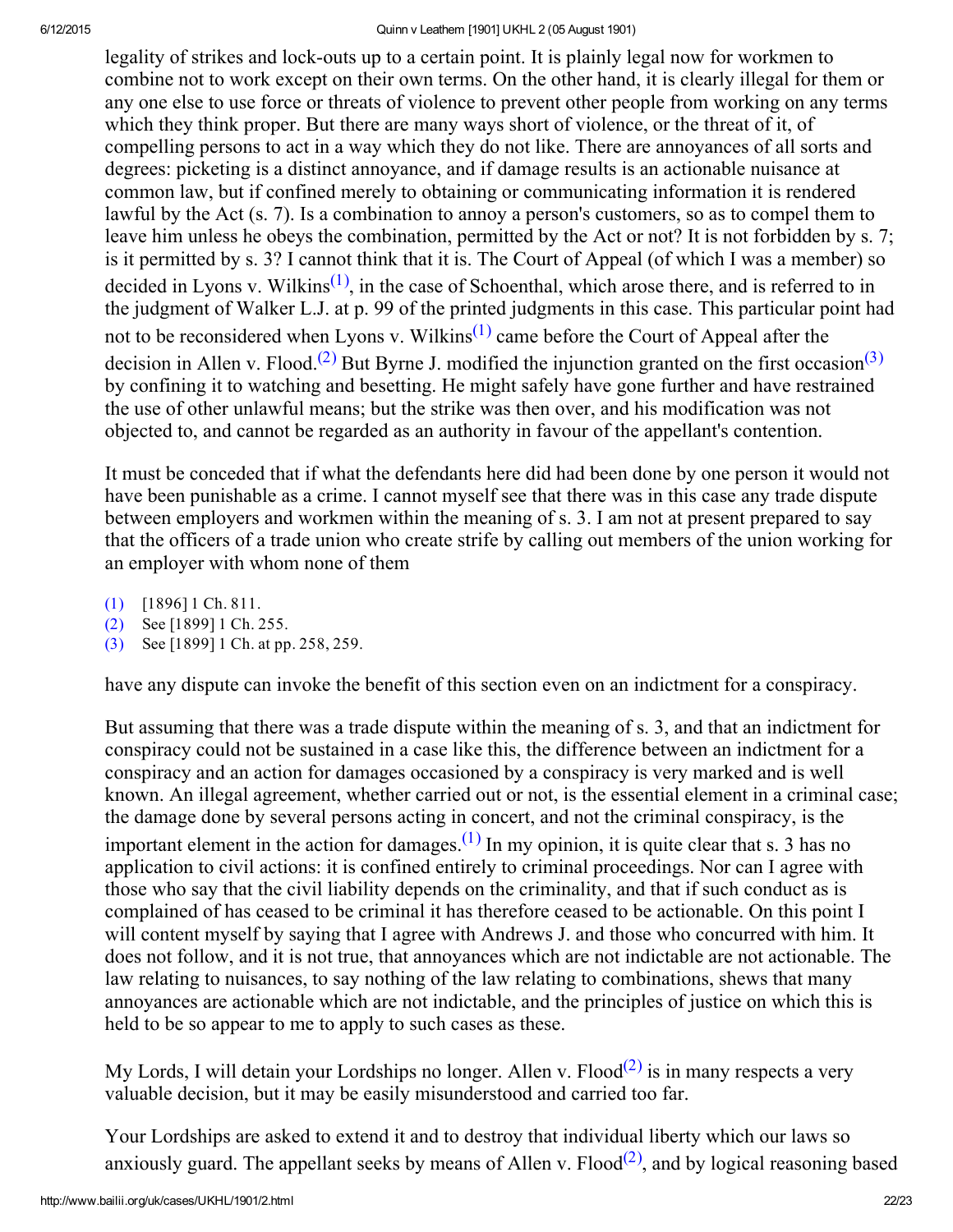legality of strikes and lock-outs up to a certain point. It is plainly legal now for workmen to combine not to work except on their own terms. On the other hand, it is clearly illegal for them or any one else to use force or threats of violence to prevent other people from working on any terms which they think proper. But there are many ways short of violence, or the threat of it, of compelling persons to act in a way which they do not like. There are annoyances of all sorts and degrees: picketing is a distinct annoyance, and if damage results is an actionable nuisance at common law, but if confined merely to obtaining or communicating information it is rendered lawful by the Act (s. 7). Is a combination to annoy a person's customers, so as to compel them to leave him unless he obeys the combination, permitted by the Act or not? It is not forbidden by s. 7; is it permitted by s. 3? I cannot think that it is. The Court of Appeal (of which I was a member) so decided in Lyons v. Wilkins[(1)], in the case of Schoenthal, which arose there, and is referred to in the judgment of Walker L.J. at p. 99 of the printed judgments in this case. This particular point had not to be reconsidered when Lyons v. Wilkins[(1)] came before the Court of Appeal after the decision in Allen v. Flood.[(2)] But Byrne J. modified the injunction granted on the first occasion[(3)] by confining it to watching and besetting. He might safely have gone further and have restrained the use of other unlawful means; but the strike was then over, and his modification was not objected to, and cannot be regarded as an authority in favour of the appellant's contention.

It must be conceded that if what the defendants here did had been done by one person it would not have been punishable as a crime. I cannot myself see that there was in this case any trade dispute between employers and workmen within the meaning of s. 3. I am not at present prepared to say that the officers of a trade union who create strife by calling out members of the union working for an employer with whom none of them have any dispute can invoke the benefit of this section even on an indictment for a conspiracy.

(1) [1896] 1 Ch. 811.
(2) See [1899] 1 Ch. 255.
(3) See [1899] 1 Ch. at pp. 258, 259.

But assuming that there was a trade dispute within the meaning of s. 3, and that an indictment for conspiracy could not be sustained in a case like this, the difference between an indictment for a conspiracy and an action for damages occasioned by a conspiracy is very marked and is well known. An illegal agreement, whether carried out or not, is the essential element in a criminal case; the damage done by several persons acting in concert, and not the criminal conspiracy, is the important element in the action for damages.[(1)] In my opinion, it is quite clear that s. 3 has no application to civil actions: it is confined entirely to criminal proceedings. Nor can I agree with those who say that the civil liability depends on the criminality, and that if such conduct as is complained of has ceased to be criminal it has therefore ceased to be actionable. On this point I will content myself by saying that I agree with Andrews J. and those who concurred with him. It does not follow, and it is not true, that annoyances which are not indictable are not actionable. The law relating to nuisances, to say nothing of the law relating to combinations, shews that many annoyances are actionable which are not indictable, and the principles of justice on which this is held to be so appear to me to apply to such cases as these.

My Lords, I will detain your Lordships no longer. Allen v. Flood[(2)] is in many respects a very valuable decision, but it may be easily misunderstood and carried too far.

Your Lordships are asked to extend it and to destroy that individual liberty which our laws so anxiously guard. The appellant seeks by means of Allen v. Flood[(2)], and by logical reasoning based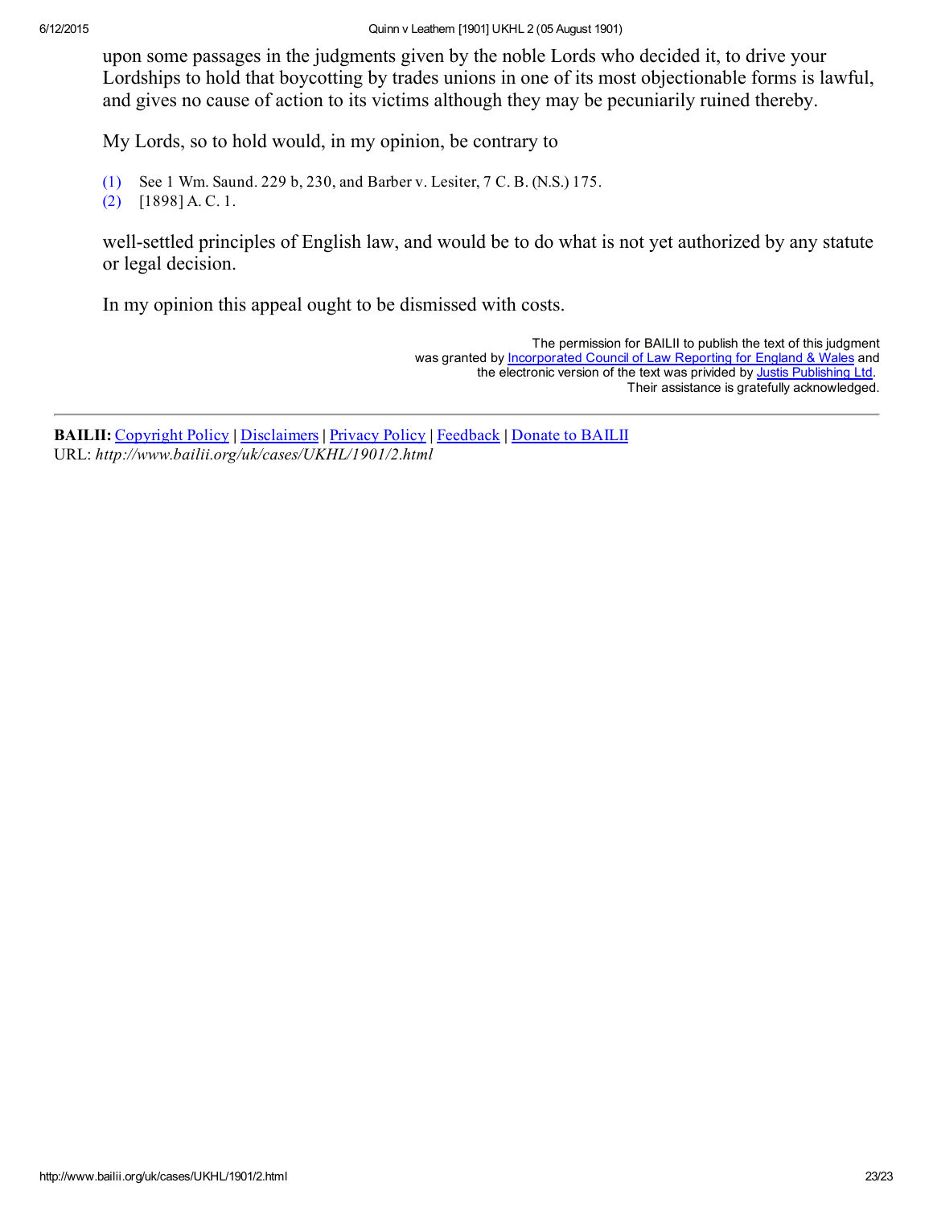upon some passages in the judgments given by the noble Lords who decided it, to drive your Lordships to hold that boycotting by trades unions in one of its most objectionable forms is lawful, and gives no cause of action to its victims although they may be pecuniarily ruined thereby.

My Lords, so to hold would, in my opinion, be contrary to

(1) See 1 Wm. Saund. 229 b, 230, and Barber v. Lesiter, 7 C. B. (N.S.) 175.
(2) [1898] A. C. 1.

well-settled principles of English law, and would be to do what is not yet authorized by any statute or legal decision.

In my opinion this appeal ought to be dismissed with costs.

The permission for BAILII to publish the text of this judgment was granted by Incorporated Council of Law Reporting for England & Wales and the electronic version of the text was privided by Justis Publishing Ltd. Their assistance is gratefully acknowledged.

**BAILII:** Copyright Policy | Disclaimers | Privacy Policy | Feedback | Donate to BAILII
URL: *http://www.bailii.org/uk/cases/UKHL/1901/2.html*